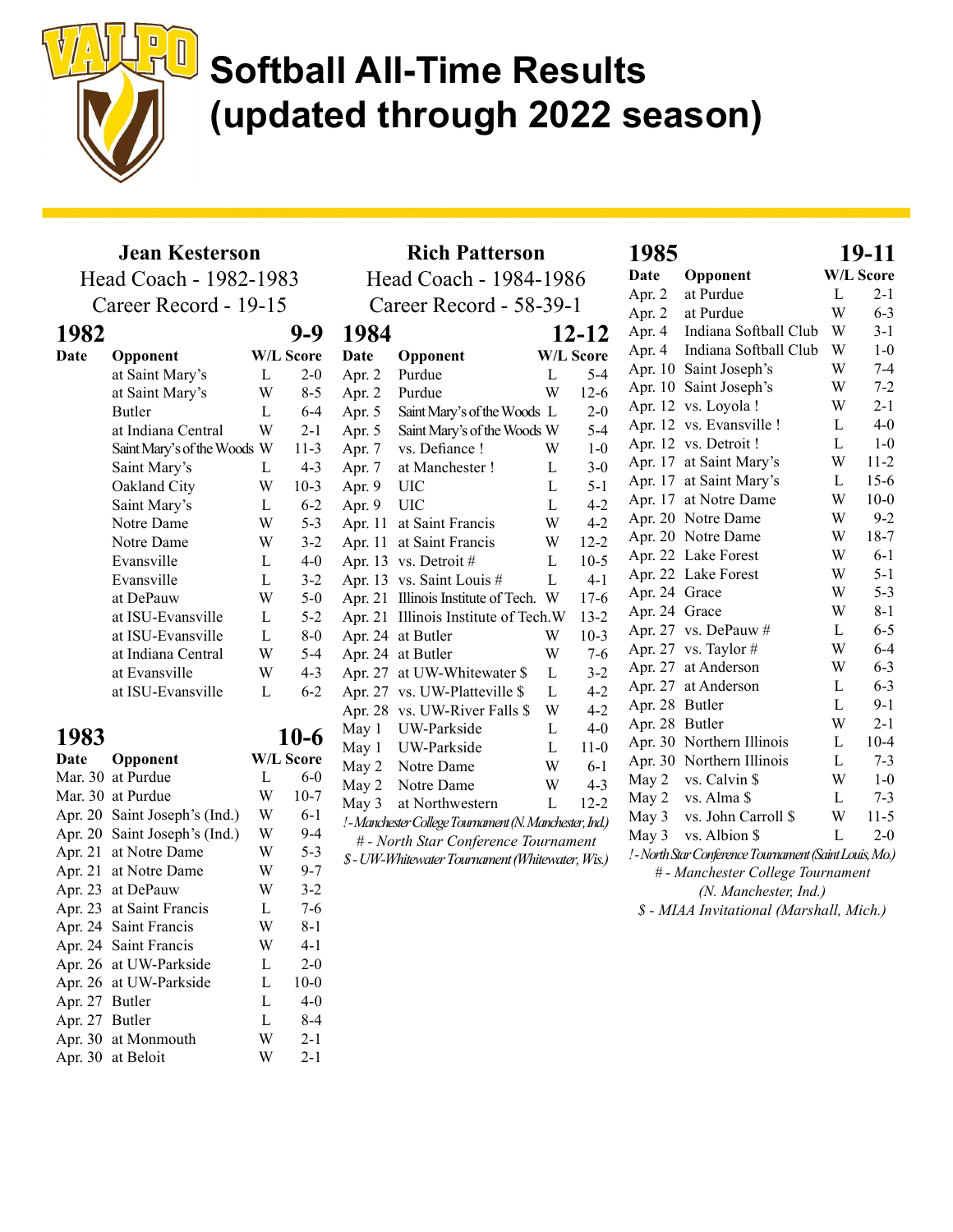# Softball All-Time Results (updated through 2022 season)

## Jean Kesterson

Head Coach - 1982-1983

Career Record - 19-15

### 1982 — 9-9

| Date | Opponent | W/L | Score |
|---|---|---|---|
| | at Saint Mary's | L | 2-0 |
| | at Saint Mary's | W | 8-5 |
| | Butler | L | 6-4 |
| | at Indiana Central | W | 2-1 |
| | Saint Mary's of the Woods | W | 11-3 |
| | Saint Mary's | L | 4-3 |
| | Oakland City | W | 10-3 |
| | Saint Mary's | L | 6-2 |
| | Notre Dame | W | 5-3 |
| | Notre Dame | W | 3-2 |
| | Evansville | L | 4-0 |
| | Evansville | L | 3-2 |
| | at DePauw | W | 5-0 |
| | at ISU-Evansville | L | 5-2 |
| | at ISU-Evansville | L | 8-0 |
| | at Indiana Central | W | 5-4 |
| | at Evansville | W | 4-3 |
| | at ISU-Evansville | L | 6-2 |

### 1983 — 10-6

| Date | Opponent | W/L | Score |
|---|---|---|---|
| Mar. 30 | at Purdue | L | 6-0 |
| Mar. 30 | at Purdue | W | 10-7 |
| Apr. 20 | Saint Joseph's (Ind.) | W | 6-1 |
| Apr. 20 | Saint Joseph's (Ind.) | W | 9-4 |
| Apr. 21 | at Notre Dame | W | 5-3 |
| Apr. 21 | at Notre Dame | W | 9-7 |
| Apr. 23 | at DePauw | W | 3-2 |
| Apr. 23 | at Saint Francis | L | 7-6 |
| Apr. 24 | Saint Francis | W | 8-1 |
| Apr. 24 | Saint Francis | W | 4-1 |
| Apr. 26 | at UW-Parkside | L | 2-0 |
| Apr. 26 | at UW-Parkside | L | 10-0 |
| Apr. 27 | Butler | L | 4-0 |
| Apr. 27 | Butler | L | 8-4 |
| Apr. 30 | at Monmouth | W | 2-1 |
| Apr. 30 | at Beloit | W | 2-1 |

## Rich Patterson

Head Coach - 1984-1986

Career Record - 58-39-1

### 1984 — 12-12

| Date | Opponent | W/L | Score |
|---|---|---|---|
| Apr. 2 | Purdue | L | 5-4 |
| Apr. 2 | Purdue | W | 12-6 |
| Apr. 5 | Saint Mary's of the Woods | L | 2-0 |
| Apr. 5 | Saint Mary's of the Woods | W | 5-4 |
| Apr. 7 | vs. Defiance ! | W | 1-0 |
| Apr. 7 | at Manchester ! | L | 3-0 |
| Apr. 9 | UIC | L | 5-1 |
| Apr. 9 | UIC | L | 4-2 |
| Apr. 11 | at Saint Francis | W | 4-2 |
| Apr. 11 | at Saint Francis | W | 12-2 |
| Apr. 13 | vs. Detroit # | L | 10-5 |
| Apr. 13 | vs. Saint Louis # | L | 4-1 |
| Apr. 21 | Illinois Institute of Tech. | W | 17-6 |
| Apr. 21 | Illinois Institute of Tech. | W | 13-2 |
| Apr. 24 | at Butler | W | 10-3 |
| Apr. 24 | at Butler | W | 7-6 |
| Apr. 27 | at UW-Whitewater $ | L | 3-2 |
| Apr. 27 | vs. UW-Platteville $ | L | 4-2 |
| Apr. 28 | vs. UW-River Falls $ | W | 4-2 |
| May 1 | UW-Parkside | L | 4-0 |
| May 1 | UW-Parkside | L | 11-0 |
| May 2 | Notre Dame | W | 6-1 |
| May 2 | Notre Dame | W | 4-3 |
| May 3 | at Northwestern | L | 12-2 |

*! - Manchester College Tournament (N. Manchester, Ind.)*

*# - North Star Conference Tournament*

*$ - UW-Whitewater Tournament (Whitewater, Wis.)*

### 1985 — 19-11

| Date | Opponent | W/L | Score |
|---|---|---|---|
| Apr. 2 | at Purdue | L | 2-1 |
| Apr. 2 | at Purdue | W | 6-3 |
| Apr. 4 | Indiana Softball Club | W | 3-1 |
| Apr. 4 | Indiana Softball Club | W | 1-0 |
| Apr. 10 | Saint Joseph's | W | 7-4 |
| Apr. 10 | Saint Joseph's | W | 7-2 |
| Apr. 12 | vs. Loyola ! | W | 2-1 |
| Apr. 12 | vs. Evansville ! | L | 4-0 |
| Apr. 12 | vs. Detroit ! | L | 1-0 |
| Apr. 17 | at Saint Mary's | W | 11-2 |
| Apr. 17 | at Saint Mary's | L | 15-6 |
| Apr. 17 | at Notre Dame | W | 10-0 |
| Apr. 20 | Notre Dame | W | 9-2 |
| Apr. 20 | Notre Dame | W | 18-7 |
| Apr. 22 | Lake Forest | W | 6-1 |
| Apr. 22 | Lake Forest | W | 5-1 |
| Apr. 24 | Grace | W | 5-3 |
| Apr. 24 | Grace | W | 8-1 |
| Apr. 27 | vs. DePauw # | L | 6-5 |
| Apr. 27 | vs. Taylor # | W | 6-4 |
| Apr. 27 | at Anderson | W | 6-3 |
| Apr. 27 | at Anderson | L | 6-3 |
| Apr. 28 | Butler | L | 9-1 |
| Apr. 28 | Butler | W | 2-1 |
| Apr. 30 | Northern Illinois | L | 10-4 |
| Apr. 30 | Northern Illinois | L | 7-3 |
| May 2 | vs. Calvin $ | W | 1-0 |
| May 2 | vs. Alma $ | L | 7-3 |
| May 3 | vs. John Carroll $ | W | 11-5 |
| May 3 | vs. Albion $ | L | 2-0 |

*! - North Star Conference Tournament (Saint Louis, Mo.)*

*# - Manchester College Tournament (N. Manchester, Ind.)*

*$ - MIAA Invitational (Marshall, Mich.)*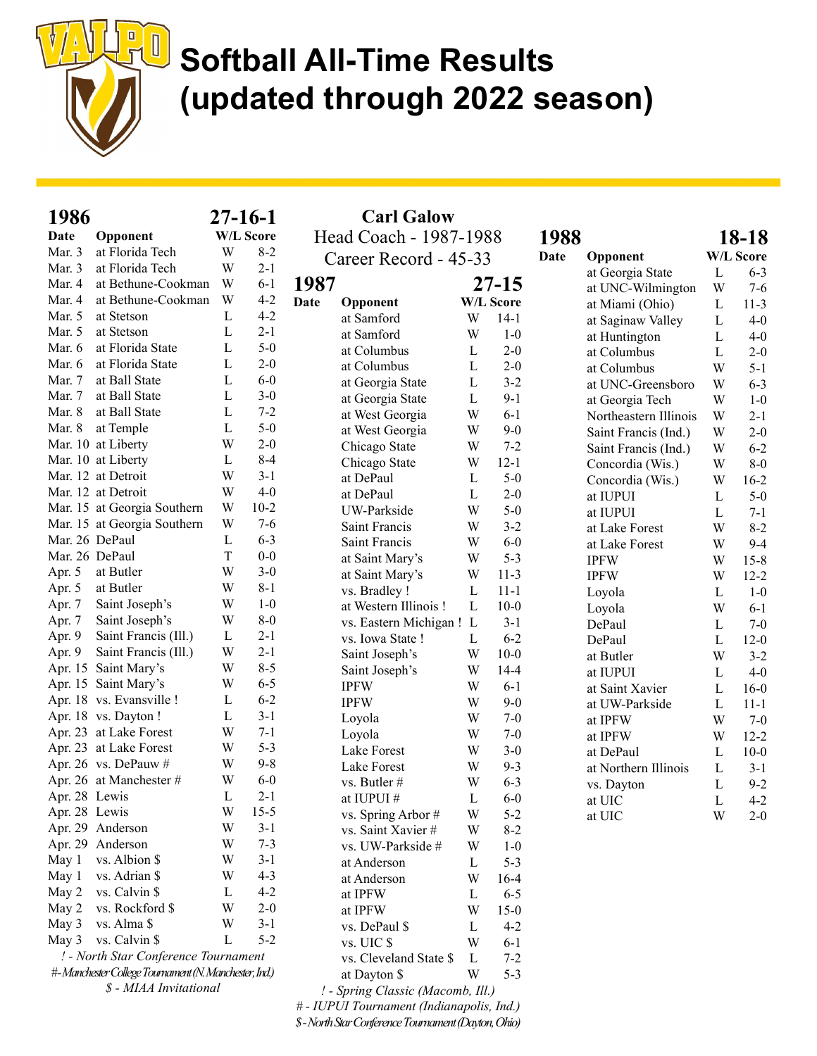# Softball All-Time Results (updated through 2022 season)

## 1986 — 27-16-1

| Date | Opponent | W/L | Score |
|---|---|---|---|
| Mar. 3 | at Florida Tech | W | 8-2 |
| Mar. 3 | at Florida Tech | W | 2-1 |
| Mar. 4 | at Bethune-Cookman | W | 6-1 |
| Mar. 4 | at Bethune-Cookman | W | 4-2 |
| Mar. 5 | at Stetson | L | 4-2 |
| Mar. 5 | at Stetson | L | 2-1 |
| Mar. 6 | at Florida State | L | 5-0 |
| Mar. 6 | at Florida State | L | 2-0 |
| Mar. 7 | at Ball State | L | 6-0 |
| Mar. 7 | at Ball State | L | 3-0 |
| Mar. 8 | at Ball State | L | 7-2 |
| Mar. 8 | at Temple | L | 5-0 |
| Mar. 10 | at Liberty | W | 2-0 |
| Mar. 10 | at Liberty | L | 8-4 |
| Mar. 12 | at Detroit | W | 3-1 |
| Mar. 12 | at Detroit | W | 4-0 |
| Mar. 15 | at Georgia Southern | W | 10-2 |
| Mar. 15 | at Georgia Southern | W | 7-6 |
| Mar. 26 | DePaul | L | 6-3 |
| Mar. 26 | DePaul | T | 0-0 |
| Apr. 5 | at Butler | W | 3-0 |
| Apr. 5 | at Butler | W | 8-1 |
| Apr. 7 | Saint Joseph's | W | 1-0 |
| Apr. 7 | Saint Joseph's | W | 8-0 |
| Apr. 9 | Saint Francis (Ill.) | L | 2-1 |
| Apr. 9 | Saint Francis (Ill.) | W | 2-1 |
| Apr. 15 | Saint Mary's | W | 8-5 |
| Apr. 15 | Saint Mary's | W | 6-5 |
| Apr. 18 | vs. Evansville ! | L | 6-2 |
| Apr. 18 | vs. Dayton ! | L | 3-1 |
| Apr. 23 | at Lake Forest | W | 7-1 |
| Apr. 23 | at Lake Forest | W | 5-3 |
| Apr. 26 | vs. DePauw # | W | 9-8 |
| Apr. 26 | at Manchester # | W | 6-0 |
| Apr. 28 | Lewis | L | 2-1 |
| Apr. 28 | Lewis | W | 15-5 |
| Apr. 29 | Anderson | W | 3-1 |
| Apr. 29 | Anderson | W | 7-3 |
| May 1 | vs. Albion $ | W | 3-1 |
| May 1 | vs. Adrian $ | W | 4-3 |
| May 2 | vs. Calvin $ | L | 4-2 |
| May 2 | vs. Rockford $ | W | 2-0 |
| May 3 | vs. Alma $ | W | 3-1 |
| May 3 | vs. Calvin $ | L | 5-2 |

*! - North Star Conference Tournament*
*# - Manchester College Tournament (N. Manchester, Ind.)*
*$ - MIAA Invitational*

## Carl Galow
Head Coach - 1987-1988
Career Record - 45-33

## 1987 — 27-15

| Date | Opponent | W/L | Score |
|---|---|---|---|
| | at Samford | W | 14-1 |
| | at Samford | W | 1-0 |
| | at Columbus | L | 2-0 |
| | at Columbus | L | 2-0 |
| | at Georgia State | L | 3-2 |
| | at Georgia State | L | 9-1 |
| | at West Georgia | W | 6-1 |
| | at West Georgia | W | 9-0 |
| | Chicago State | W | 7-2 |
| | Chicago State | W | 12-1 |
| | at DePaul | L | 5-0 |
| | at DePaul | L | 2-0 |
| | UW-Parkside | W | 5-0 |
| | Saint Francis | W | 3-2 |
| | Saint Francis | W | 6-0 |
| | at Saint Mary's | W | 5-3 |
| | at Saint Mary's | W | 11-3 |
| | vs. Bradley ! | L | 11-1 |
| | at Western Illinois ! | L | 10-0 |
| | vs. Eastern Michigan ! | L | 3-1 |
| | vs. Iowa State ! | L | 6-2 |
| | Saint Joseph's | W | 10-0 |
| | Saint Joseph's | W | 14-4 |
| | IPFW | W | 6-1 |
| | IPFW | W | 9-0 |
| | Loyola | W | 7-0 |
| | Loyola | W | 7-0 |
| | Lake Forest | W | 3-0 |
| | Lake Forest | W | 9-3 |
| | vs. Butler # | W | 6-3 |
| | at IUPUI # | L | 6-0 |
| | vs. Spring Arbor # | W | 5-2 |
| | vs. Saint Xavier # | W | 8-2 |
| | vs. UW-Parkside # | W | 1-0 |
| | at Anderson | L | 5-3 |
| | at Anderson | W | 16-4 |
| | at IPFW | L | 6-5 |
| | at IPFW | W | 15-0 |
| | vs. DePaul $ | L | 4-2 |
| | vs. UIC $ | W | 6-1 |
| | vs. Cleveland State $ | L | 7-2 |
| | at Dayton $ | W | 5-3 |

*! - Spring Classic (Macomb, Ill.)*
*# - IUPUI Tournament (Indianapolis, Ind.)*
*$ - North Star Conference Tournament (Dayton, Ohio)*

## 1988 — 18-18

| Date | Opponent | W/L | Score |
|---|---|---|---|
| | at Georgia State | L | 6-3 |
| | at UNC-Wilmington | W | 7-6 |
| | at Miami (Ohio) | L | 11-3 |
| | at Saginaw Valley | L | 4-0 |
| | at Huntington | L | 4-0 |
| | at Columbus | L | 2-0 |
| | at Columbus | W | 5-1 |
| | at UNC-Greensboro | W | 6-3 |
| | at Georgia Tech | W | 1-0 |
| | Northeastern Illinois | W | 2-1 |
| | Saint Francis (Ind.) | W | 2-0 |
| | Saint Francis (Ind.) | W | 6-2 |
| | Concordia (Wis.) | W | 8-0 |
| | Concordia (Wis.) | W | 16-2 |
| | at IUPUI | L | 5-0 |
| | at IUPUI | L | 7-1 |
| | at Lake Forest | W | 8-2 |
| | at Lake Forest | W | 9-4 |
| | IPFW | W | 15-8 |
| | IPFW | W | 12-2 |
| | Loyola | L | 1-0 |
| | Loyola | W | 6-1 |
| | DePaul | L | 7-0 |
| | DePaul | L | 12-0 |
| | at Butler | W | 3-2 |
| | at IUPUI | L | 4-0 |
| | at Saint Xavier | L | 16-0 |
| | at UW-Parkside | L | 11-1 |
| | at IPFW | W | 7-0 |
| | at IPFW | W | 12-2 |
| | at DePaul | L | 10-0 |
| | at Northern Illinois | L | 3-1 |
| | vs. Dayton | L | 9-2 |
| | at UIC | L | 4-2 |
| | at UIC | W | 2-0 |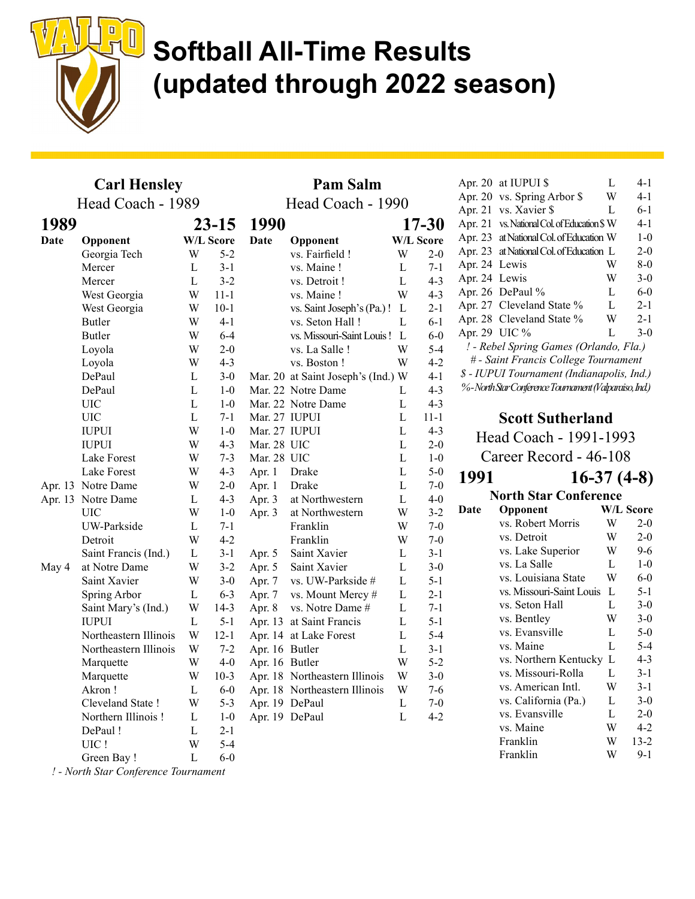# Softball All-Time Results (updated through 2022 season)

## Carl Hensley

Head Coach - 1989

### 1989 — 23-15

| Date | Opponent | W/L | Score |
|---|---|---|---|
| | Georgia Tech | W | 5-2 |
| | Mercer | L | 3-1 |
| | Mercer | L | 3-2 |
| | West Georgia | W | 11-1 |
| | West Georgia | W | 10-1 |
| | Butler | W | 4-1 |
| | Butler | W | 6-4 |
| | Loyola | W | 2-0 |
| | Loyola | W | 4-3 |
| | DePaul | L | 3-0 |
| | DePaul | L | 1-0 |
| | UIC | L | 1-0 |
| | UIC | L | 7-1 |
| | IUPUI | W | 1-0 |
| | IUPUI | W | 4-3 |
| | Lake Forest | W | 7-3 |
| | Lake Forest | W | 4-3 |
| Apr. 13 | Notre Dame | W | 2-0 |
| Apr. 13 | Notre Dame | L | 4-3 |
| | UIC | W | 1-0 |
| | UW-Parkside | L | 7-1 |
| | Detroit | W | 4-2 |
| | Saint Francis (Ind.) | L | 3-1 |
| May 4 | at Notre Dame | W | 3-2 |
| | Saint Xavier | W | 3-0 |
| | Spring Arbor | L | 6-3 |
| | Saint Mary's (Ind.) | W | 14-3 |
| | IUPUI | L | 5-1 |
| | Northeastern Illinois | W | 12-1 |
| | Northeastern Illinois | W | 7-2 |
| | Marquette | W | 4-0 |
| | Marquette | W | 10-3 |
| | Akron ! | L | 6-0 |
| | Cleveland State ! | W | 5-3 |
| | Northern Illinois ! | L | 1-0 |
| | DePaul ! | L | 2-1 |
| | UIC ! | W | 5-4 |
| | Green Bay ! | L | 6-0 |

*! - North Star Conference Tournament*

## Pam Salm

Head Coach - 1990

### 1990 — 17-30

| Date | Opponent | W/L | Score |
|---|---|---|---|
| | vs. Fairfield ! | W | 2-0 |
| | vs. Maine ! | L | 7-1 |
| | vs. Detroit ! | L | 4-3 |
| | vs. Maine ! | W | 4-3 |
| | vs. Saint Joseph's (Pa.) ! | L | 2-1 |
| | vs. Seton Hall ! | L | 6-1 |
| | vs. Missouri-Saint Louis ! | L | 6-0 |
| | vs. La Salle ! | W | 5-4 |
| | vs. Boston ! | W | 4-2 |
| Mar. 20 | at Saint Joseph's (Ind.) | W | 4-1 |
| Mar. 22 | Notre Dame | L | 4-3 |
| Mar. 22 | Notre Dame | L | 4-3 |
| Mar. 27 | IUPUI | L | 11-1 |
| Mar. 27 | IUPUI | L | 4-3 |
| Mar. 28 | UIC | L | 2-0 |
| Mar. 28 | UIC | L | 1-0 |
| Apr. 1 | Drake | L | 5-0 |
| Apr. 1 | Drake | L | 7-0 |
| Apr. 3 | at Northwestern | L | 4-0 |
| Apr. 3 | at Northwestern | W | 3-2 |
| | Franklin | W | 7-0 |
| | Franklin | W | 7-0 |
| Apr. 5 | Saint Xavier | L | 3-1 |
| Apr. 5 | Saint Xavier | L | 3-0 |
| Apr. 7 | vs. UW-Parkside # | L | 5-1 |
| Apr. 7 | vs. Mount Mercy # | L | 2-1 |
| Apr. 8 | vs. Notre Dame # | L | 7-1 |
| Apr. 13 | at Saint Francis | L | 5-1 |
| Apr. 14 | at Lake Forest | L | 5-4 |
| Apr. 16 | Butler | L | 3-1 |
| Apr. 16 | Butler | W | 5-2 |
| Apr. 18 | Northeastern Illinois | W | 3-0 |
| Apr. 18 | Northeastern Illinois | W | 7-6 |
| Apr. 19 | DePaul | L | 7-0 |
| Apr. 19 | DePaul | L | 4-2 |
| Apr. 20 | at IUPUI $ | L | 4-1 |
| Apr. 20 | vs. Spring Arbor $ | W | 4-1 |
| Apr. 21 | vs. Xavier $ | L | 6-1 |
| Apr. 21 | vs. National Col. of Education $ | W | 4-1 |
| Apr. 23 | at National Col. of Education | W | 1-0 |
| Apr. 23 | at National Col. of Education | L | 2-0 |
| Apr. 24 | Lewis | W | 8-0 |
| Apr. 24 | Lewis | W | 3-0 |
| Apr. 26 | DePaul % | L | 6-0 |
| Apr. 27 | Cleveland State % | L | 2-1 |
| Apr. 28 | Cleveland State % | W | 2-1 |
| Apr. 29 | UIC % | L | 3-0 |

*! - Rebel Spring Games (Orlando, Fla.)*
*# - Saint Francis College Tournament*
*$ - IUPUI Tournament (Indianapolis, Ind.)*
*% - North Star Conference Tournament (Valparaiso, Ind.)*

## Scott Sutherland

Head Coach - 1991-1993

Career Record - 46-108

### 1991 — 16-37 (4-8)

North Star Conference

| Date | Opponent | W/L | Score |
|---|---|---|---|
| | vs. Robert Morris | W | 2-0 |
| | vs. Detroit | W | 2-0 |
| | vs. Lake Superior | W | 9-6 |
| | vs. La Salle | L | 1-0 |
| | vs. Louisiana State | W | 6-0 |
| | vs. Missouri-Saint Louis | L | 5-1 |
| | vs. Seton Hall | L | 3-0 |
| | vs. Bentley | W | 3-0 |
| | vs. Evansville | L | 5-0 |
| | vs. Maine | L | 5-4 |
| | vs. Northern Kentucky | L | 4-3 |
| | vs. Missouri-Rolla | L | 3-1 |
| | vs. American Intl. | W | 3-1 |
| | vs. California (Pa.) | L | 3-0 |
| | vs. Evansville | L | 2-0 |
| | vs. Maine | W | 4-2 |
| | Franklin | W | 13-2 |
| | Franklin | W | 9-1 |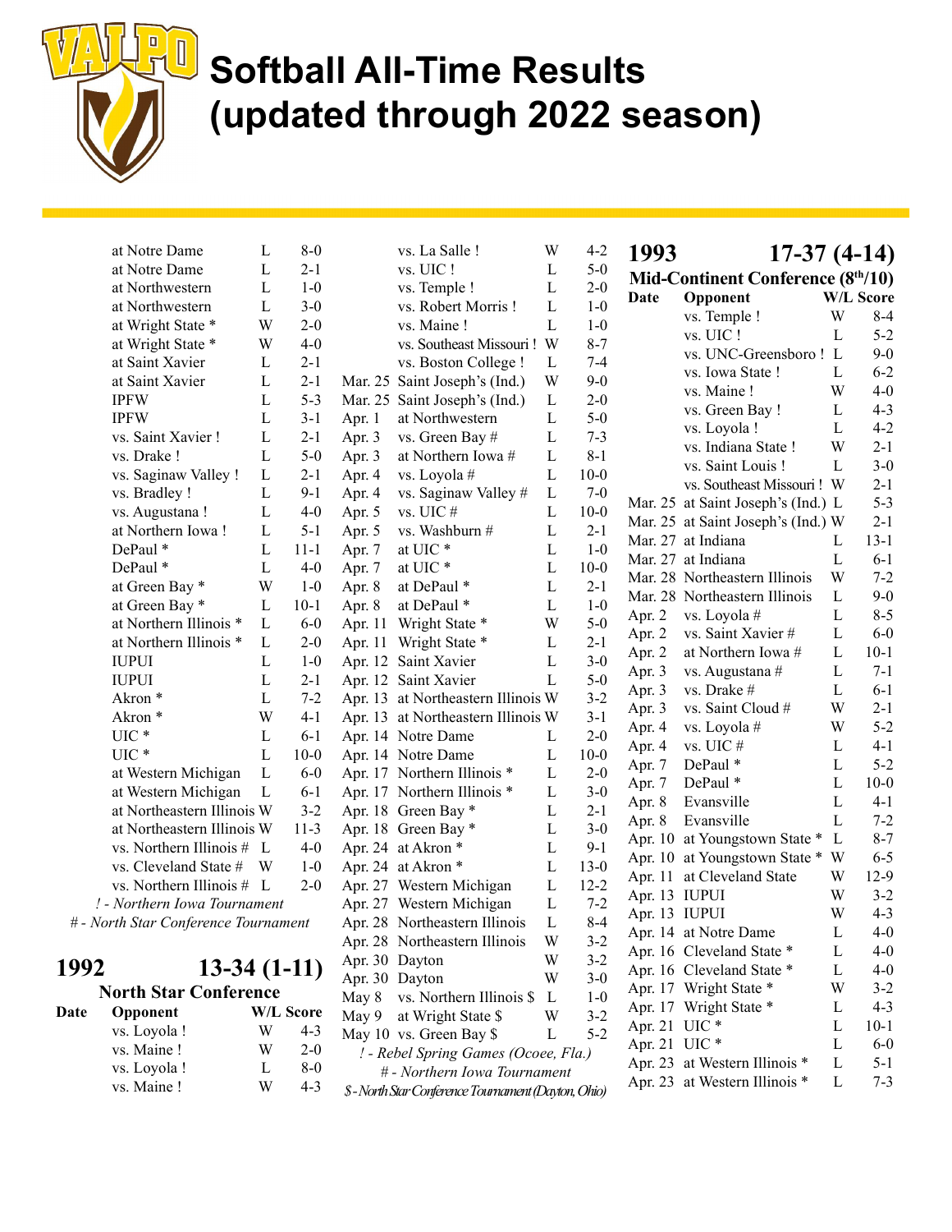# Softball All-Time Results (updated through 2022 season)

| Opponent | W/L | Score |
|---|---|---|
| at Notre Dame | L | 8-0 |
| at Notre Dame | L | 2-1 |
| at Northwestern | L | 1-0 |
| at Northwestern | L | 3-0 |
| at Wright State * | W | 2-0 |
| at Wright State * | W | 4-0 |
| at Saint Xavier | L | 2-1 |
| at Saint Xavier | L | 2-1 |
| IPFW | L | 5-3 |
| IPFW | L | 3-1 |
| vs. Saint Xavier ! | L | 2-1 |
| vs. Drake ! | L | 5-0 |
| vs. Saginaw Valley ! | L | 2-1 |
| vs. Bradley ! | L | 9-1 |
| vs. Augustana ! | L | 4-0 |
| at Northern Iowa ! | L | 5-1 |
| DePaul * | L | 11-1 |
| DePaul * | L | 4-0 |
| at Green Bay * | W | 1-0 |
| at Green Bay * | L | 10-1 |
| at Northern Illinois * | L | 6-0 |
| at Northern Illinois * | L | 2-0 |
| IUPUI | L | 1-0 |
| IUPUI | L | 2-1 |
| Akron * | L | 7-2 |
| Akron * | W | 4-1 |
| UIC * | L | 6-1 |
| UIC * | L | 10-0 |
| at Western Michigan | L | 6-0 |
| at Western Michigan | L | 6-1 |
| at Northeastern Illinois | W | 3-2 |
| at Northeastern Illinois | W | 11-3 |
| vs. Northern Illinois # | L | 4-0 |
| vs. Cleveland State # | W | 1-0 |
| vs. Northern Illinois # | L | 2-0 |

*! - Northern Iowa Tournament*

*# - North Star Conference Tournament*

## 1992 — 13-34 (1-11)

### North Star Conference

| Date | Opponent | W/L | Score |
|---|---|---|---|
| | vs. Loyola ! | W | 4-3 |
| | vs. Maine ! | W | 2-0 |
| | vs. Loyola ! | L | 8-0 |
| | vs. Maine ! | W | 4-3 |
| | vs. La Salle ! | W | 4-2 |
| | vs. UIC ! | L | 5-0 |
| | vs. Temple ! | L | 2-0 |
| | vs. Robert Morris ! | L | 1-0 |
| | vs. Maine ! | L | 1-0 |
| | vs. Southeast Missouri ! | W | 8-7 |
| | vs. Boston College ! | L | 7-4 |
| Mar. 25 | Saint Joseph's (Ind.) | W | 9-0 |
| Mar. 25 | Saint Joseph's (Ind.) | L | 2-0 |
| Apr. 1 | at Northwestern | L | 5-0 |
| Apr. 3 | vs. Green Bay # | L | 7-3 |
| Apr. 3 | at Northern Iowa # | L | 8-1 |
| Apr. 4 | vs. Loyola # | L | 10-0 |
| Apr. 4 | vs. Saginaw Valley # | L | 7-0 |
| Apr. 5 | vs. UIC # | L | 10-0 |
| Apr. 5 | vs. Washburn # | L | 2-1 |
| Apr. 7 | at UIC * | L | 1-0 |
| Apr. 7 | at UIC * | L | 10-0 |
| Apr. 8 | at DePaul * | L | 2-1 |
| Apr. 8 | at DePaul * | L | 1-0 |
| Apr. 11 | Wright State * | W | 5-0 |
| Apr. 11 | Wright State * | L | 2-1 |
| Apr. 12 | Saint Xavier | L | 3-0 |
| Apr. 12 | Saint Xavier | L | 5-0 |
| Apr. 13 | at Northeastern Illinois | W | 3-2 |
| Apr. 13 | at Northeastern Illinois | W | 3-1 |
| Apr. 14 | Notre Dame | L | 2-0 |
| Apr. 14 | Notre Dame | L | 10-0 |
| Apr. 17 | Northern Illinois * | L | 2-0 |
| Apr. 17 | Northern Illinois * | L | 3-0 |
| Apr. 18 | Green Bay * | L | 2-1 |
| Apr. 18 | Green Bay * | L | 3-0 |
| Apr. 24 | at Akron * | L | 9-1 |
| Apr. 24 | at Akron * | L | 13-0 |
| Apr. 27 | Western Michigan | L | 12-2 |
| Apr. 27 | Western Michigan | L | 7-2 |
| Apr. 28 | Northeastern Illinois | L | 8-4 |
| Apr. 28 | Northeastern Illinois | W | 3-2 |
| Apr. 30 | Dayton | W | 3-2 |
| Apr. 30 | Dayton | W | 3-0 |
| May 8 | vs. Northern Illinois $ | L | 1-0 |
| May 9 | at Wright State $ | W | 3-2 |
| May 10 | vs. Green Bay $ | L | 5-2 |

*! - Rebel Spring Games (Ocoee, Fla.)*

*# - Northern Iowa Tournament*

*$ - North Star Conference Tournament (Dayton, Ohio)*

## 1993 — 17-37 (4-14)

### Mid-Continent Conference (8th/10)

| Date | Opponent | W/L | Score |
|---|---|---|---|
| | vs. Temple ! | W | 8-4 |
| | vs. UIC ! | L | 5-2 |
| | vs. UNC-Greensboro ! | L | 9-0 |
| | vs. Iowa State ! | L | 6-2 |
| | vs. Maine ! | W | 4-0 |
| | vs. Green Bay ! | L | 4-3 |
| | vs. Loyola ! | L | 4-2 |
| | vs. Indiana State ! | W | 2-1 |
| | vs. Saint Louis ! | L | 3-0 |
| | vs. Southeast Missouri ! | W | 2-1 |
| Mar. 25 | at Saint Joseph's (Ind.) | L | 5-3 |
| Mar. 25 | at Saint Joseph's (Ind.) | W | 2-1 |
| Mar. 27 | at Indiana | L | 13-1 |
| Mar. 27 | at Indiana | L | 6-1 |
| Mar. 28 | Northeastern Illinois | W | 7-2 |
| Mar. 28 | Northeastern Illinois | L | 9-0 |
| Apr. 2 | vs. Loyola # | L | 8-5 |
| Apr. 2 | vs. Saint Xavier # | L | 6-0 |
| Apr. 2 | at Northern Iowa # | L | 10-1 |
| Apr. 3 | vs. Augustana # | L | 7-1 |
| Apr. 3 | vs. Drake # | L | 6-1 |
| Apr. 3 | vs. Saint Cloud # | W | 2-1 |
| Apr. 4 | vs. Loyola # | W | 5-2 |
| Apr. 4 | vs. UIC # | L | 4-1 |
| Apr. 7 | DePaul * | L | 5-2 |
| Apr. 7 | DePaul * | L | 10-0 |
| Apr. 8 | Evansville | L | 4-1 |
| Apr. 8 | Evansville | L | 7-2 |
| Apr. 10 | at Youngstown State * | L | 8-7 |
| Apr. 10 | at Youngstown State * | W | 6-5 |
| Apr. 11 | at Cleveland State | W | 12-9 |
| Apr. 13 | IUPUI | W | 3-2 |
| Apr. 13 | IUPUI | W | 4-3 |
| Apr. 14 | at Notre Dame | L | 4-0 |
| Apr. 16 | Cleveland State * | L | 4-0 |
| Apr. 16 | Cleveland State * | L | 4-0 |
| Apr. 17 | Wright State * | W | 3-2 |
| Apr. 17 | Wright State * | L | 4-3 |
| Apr. 21 | UIC * | L | 10-1 |
| Apr. 21 | UIC * | L | 6-0 |
| Apr. 23 | at Western Illinois * | L | 5-1 |
| Apr. 23 | at Western Illinois * | L | 7-3 |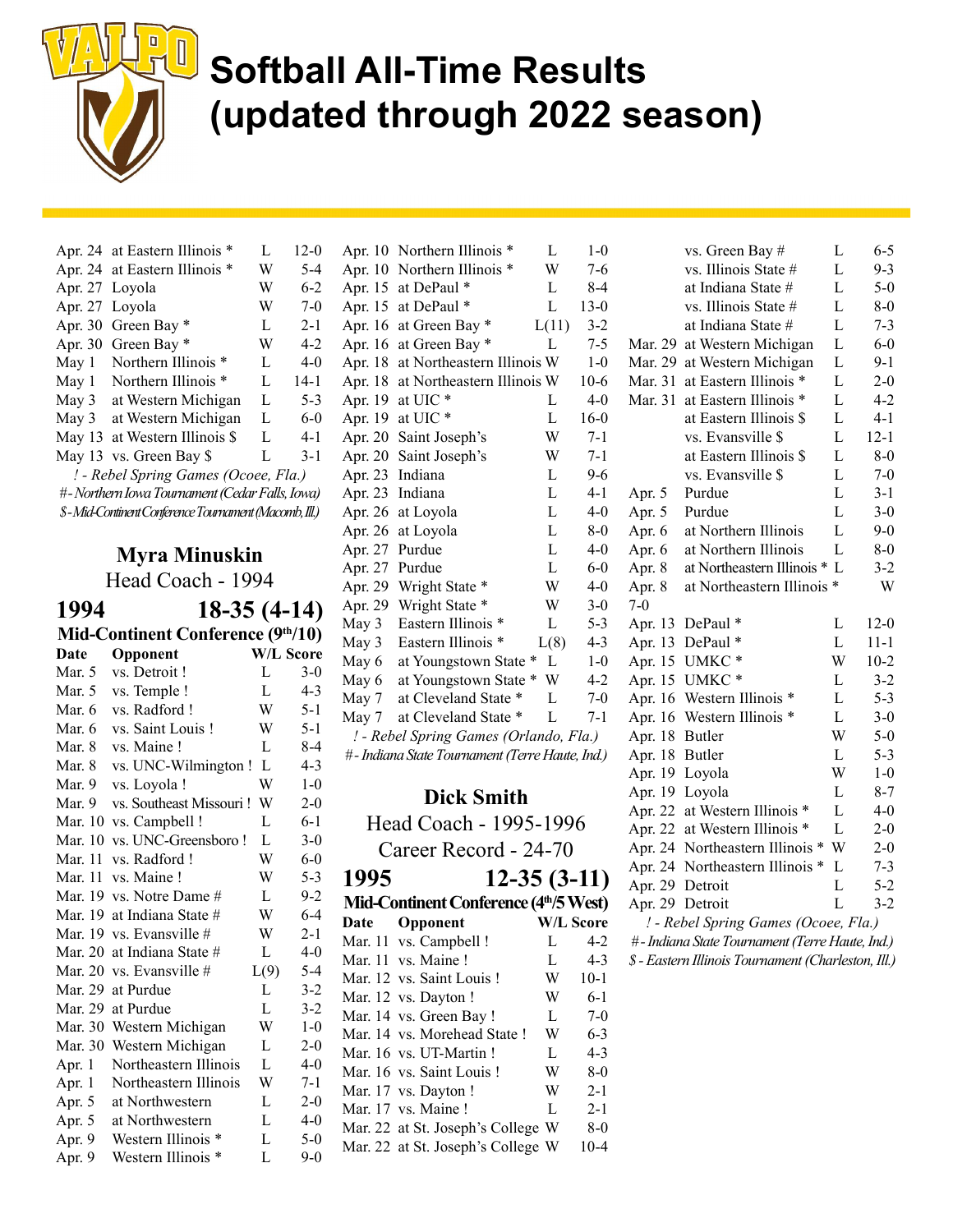# Softball All-Time Results (updated through 2022 season)

| Date | Opponent | W/L | Score |
|---|---|---|---|
| Apr. 24 | at Eastern Illinois * | L | 12-0 |
| Apr. 24 | at Eastern Illinois * | W | 5-4 |
| Apr. 27 | Loyola | W | 6-2 |
| Apr. 27 | Loyola | W | 7-0 |
| Apr. 30 | Green Bay * | L | 2-1 |
| Apr. 30 | Green Bay * | W | 4-2 |
| May 1 | Northern Illinois * | L | 4-0 |
| May 1 | Northern Illinois * | L | 14-1 |
| May 3 | at Western Michigan | L | 5-3 |
| May 3 | at Western Michigan | L | 6-0 |
| May 13 | at Western Illinois $ | L | 4-1 |
| May 13 | vs. Green Bay $ | L | 3-1 |

*! - Rebel Spring Games (Ocoee, Fla.)*
*# - Northern Iowa Tournament (Cedar Falls, Iowa)*
*$ - Mid-Continent Conference Tournament (Macomb, Ill.)*

## Myra Minuskin
Head Coach - 1994

### 1994 18-35 (4-14)
**Mid-Continent Conference (9th/10)**

| Date | Opponent | W/L | Score |
|---|---|---|---|
| Mar. 5 | vs. Detroit ! | L | 3-0 |
| Mar. 5 | vs. Temple ! | L | 4-3 |
| Mar. 6 | vs. Radford ! | W | 5-1 |
| Mar. 6 | vs. Saint Louis ! | W | 5-1 |
| Mar. 8 | vs. Maine ! | L | 8-4 |
| Mar. 8 | vs. UNC-Wilmington ! | L | 4-3 |
| Mar. 9 | vs. Loyola ! | W | 1-0 |
| Mar. 9 | vs. Southeast Missouri ! | W | 2-0 |
| Mar. 10 | vs. Campbell ! | L | 6-1 |
| Mar. 10 | vs. UNC-Greensboro ! | L | 3-0 |
| Mar. 11 | vs. Radford ! | W | 6-0 |
| Mar. 11 | vs. Maine ! | W | 5-3 |
| Mar. 19 | vs. Notre Dame # | L | 9-2 |
| Mar. 19 | at Indiana State # | W | 6-4 |
| Mar. 19 | vs. Evansville # | W | 2-1 |
| Mar. 20 | at Indiana State # | L | 4-0 |
| Mar. 20 | vs. Evansville # | L(9) | 5-4 |
| Mar. 29 | at Purdue | L | 3-2 |
| Mar. 29 | at Purdue | L | 3-2 |
| Mar. 30 | Western Michigan | W | 1-0 |
| Mar. 30 | Western Michigan | L | 2-0 |
| Apr. 1 | Northeastern Illinois | L | 4-0 |
| Apr. 1 | Northeastern Illinois | W | 7-1 |
| Apr. 5 | at Northwestern | L | 2-0 |
| Apr. 5 | at Northwestern | L | 4-0 |
| Apr. 9 | Western Illinois * | L | 5-0 |
| Apr. 9 | Western Illinois * | L | 9-0 |
| Apr. 10 | Northern Illinois * | L | 1-0 |
| Apr. 10 | Northern Illinois * | W | 7-6 |
| Apr. 15 | at DePaul * | L | 8-4 |
| Apr. 15 | at DePaul * | L | 13-0 |
| Apr. 16 | at Green Bay * | L(11) | 3-2 |
| Apr. 16 | at Green Bay * | L | 7-5 |
| Apr. 18 | at Northeastern Illinois | W | 1-0 |
| Apr. 18 | at Northeastern Illinois | W | 10-6 |
| Apr. 19 | at UIC * | L | 4-0 |
| Apr. 19 | at UIC * | L | 16-0 |
| Apr. 20 | Saint Joseph's | W | 7-1 |
| Apr. 20 | Saint Joseph's | W | 7-1 |
| Apr. 23 | Indiana | L | 9-6 |
| Apr. 23 | Indiana | L | 4-1 |
| Apr. 26 | at Loyola | L | 4-0 |
| Apr. 26 | at Loyola | L | 8-0 |
| Apr. 27 | Purdue | L | 4-0 |
| Apr. 27 | Purdue | L | 6-0 |
| Apr. 29 | Wright State * | W | 4-0 |
| Apr. 29 | Wright State * | W | 3-0 |
| May 3 | Eastern Illinois * | L | 5-3 |
| May 3 | Eastern Illinois * | L(8) | 4-3 |
| May 6 | at Youngstown State * | L | 1-0 |
| May 6 | at Youngstown State * | W | 4-2 |
| May 7 | at Cleveland State * | L | 7-0 |
| May 7 | at Cleveland State * | L | 7-1 |

*! - Rebel Spring Games (Orlando, Fla.)*
*# - Indiana State Tournament (Terre Haute, Ind.)*

## Dick Smith
Head Coach - 1995-1996
Career Record - 24-70

### 1995 12-35 (3-11)
**Mid-Continent Conference (4th/5 West)**

| Date | Opponent | W/L | Score |
|---|---|---|---|
| Mar. 11 | vs. Campbell ! | L | 4-2 |
| Mar. 11 | vs. Maine ! | L | 4-3 |
| Mar. 12 | vs. Saint Louis ! | W | 10-1 |
| Mar. 12 | vs. Dayton ! | W | 6-1 |
| Mar. 14 | vs. Green Bay ! | L | 7-0 |
| Mar. 14 | vs. Morehead State ! | W | 6-3 |
| Mar. 16 | vs. UT-Martin ! | L | 4-3 |
| Mar. 16 | vs. Saint Louis ! | W | 8-0 |
| Mar. 17 | vs. Dayton ! | W | 2-1 |
| Mar. 17 | vs. Maine ! | L | 2-1 |
| Mar. 22 | at St. Joseph's College | W | 8-0 |
| Mar. 22 | at St. Joseph's College | W | 10-4 |
| | vs. Green Bay # | L | 6-5 |
| | vs. Illinois State # | L | 9-3 |
| | at Indiana State # | L | 5-0 |
| | vs. Illinois State # | L | 8-0 |
| | at Indiana State # | L | 7-3 |
| Mar. 29 | at Western Michigan | L | 6-0 |
| Mar. 29 | at Western Michigan | L | 9-1 |
| Mar. 31 | at Eastern Illinois * | L | 2-0 |
| Mar. 31 | at Eastern Illinois * | L | 4-2 |
| | at Eastern Illinois $ | L | 4-1 |
| | vs. Evansville $ | L | 12-1 |
| | at Eastern Illinois $ | L | 8-0 |
| | vs. Evansville $ | L | 7-0 |
| Apr. 5 | Purdue | L | 3-1 |
| Apr. 5 | Purdue | L | 3-0 |
| Apr. 6 | at Northern Illinois | L | 9-0 |
| Apr. 6 | at Northern Illinois | L | 8-0 |
| Apr. 8 | at Northeastern Illinois * | L | 3-2 |
| Apr. 8 | at Northeastern Illinois * | W | 7-0 |
| Apr. 13 | DePaul * | L | 12-0 |
| Apr. 13 | DePaul * | L | 11-1 |
| Apr. 15 | UMKC * | W | 10-2 |
| Apr. 15 | UMKC * | L | 3-2 |
| Apr. 16 | Western Illinois * | L | 5-3 |
| Apr. 16 | Western Illinois * | L | 3-0 |
| Apr. 18 | Butler | W | 5-0 |
| Apr. 18 | Butler | L | 5-3 |
| Apr. 19 | Loyola | W | 1-0 |
| Apr. 19 | Loyola | L | 8-7 |
| Apr. 22 | at Western Illinois * | L | 4-0 |
| Apr. 22 | at Western Illinois * | L | 2-0 |
| Apr. 24 | Northeastern Illinois * | W | 2-0 |
| Apr. 24 | Northeastern Illinois * | L | 7-3 |
| Apr. 29 | Detroit | L | 5-2 |
| Apr. 29 | Detroit | L | 3-2 |

*! - Rebel Spring Games (Ocoee, Fla.)*
*# - Indiana State Tournament (Terre Haute, Ind.)*
*$ - Eastern Illinois Tournament (Charleston, Ill.)*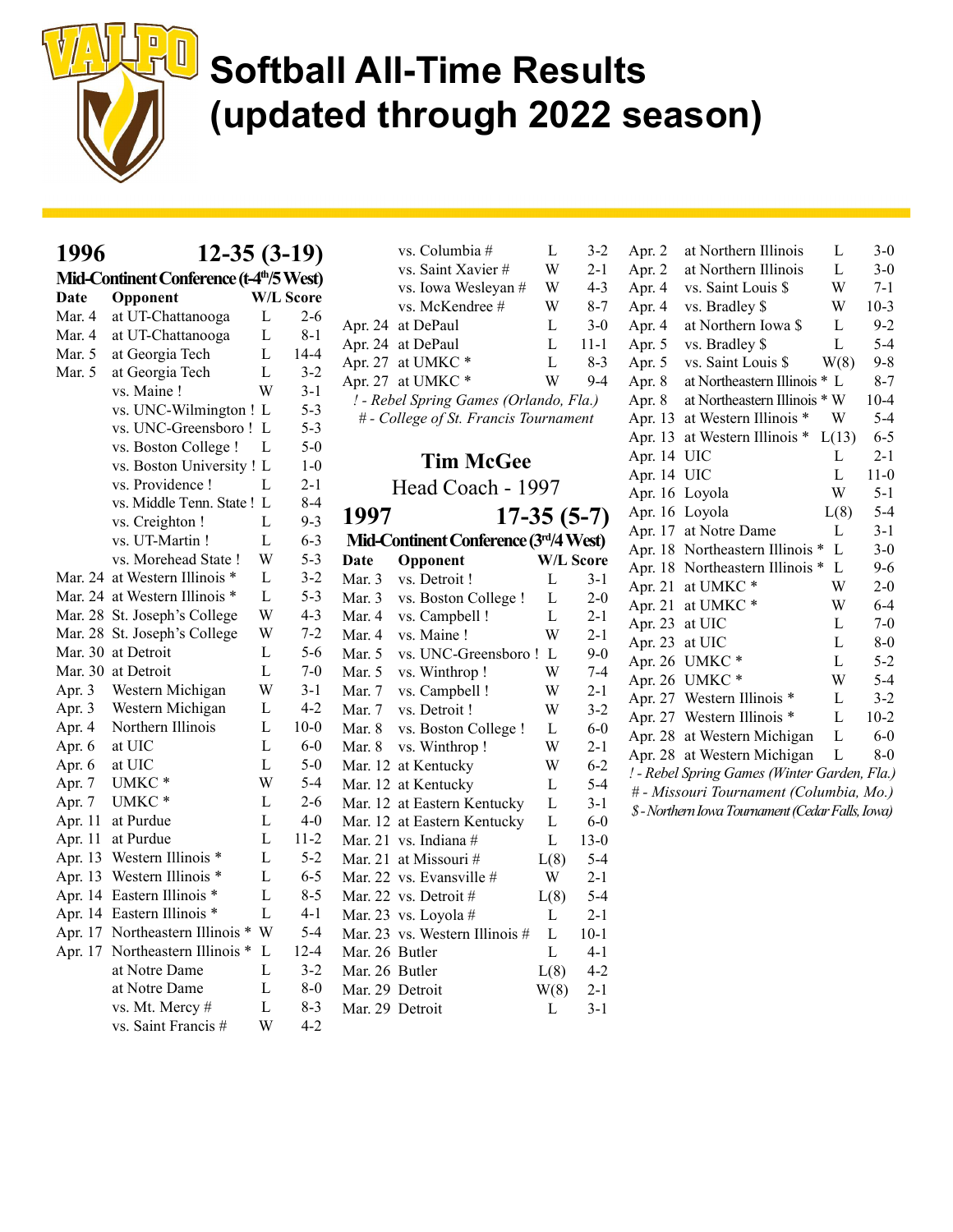# Softball All-Time Results (updated through 2022 season)

## 1996 — 12-35 (3-19)

**Mid-Continent Conference (t-4th/5 West)**

| Date | Opponent | W/L | Score |
|---|---|---|---|
| Mar. 4 | at UT-Chattanooga | L | 2-6 |
| Mar. 4 | at UT-Chattanooga | L | 8-1 |
| Mar. 5 | at Georgia Tech | L | 14-4 |
| Mar. 5 | at Georgia Tech | L | 3-2 |
| | vs. Maine ! | W | 3-1 |
| | vs. UNC-Wilmington ! | L | 5-3 |
| | vs. UNC-Greensboro ! | L | 5-3 |
| | vs. Boston College ! | L | 5-0 |
| | vs. Boston University ! | L | 1-0 |
| | vs. Providence ! | L | 2-1 |
| | vs. Middle Tenn. State ! | L | 8-4 |
| | vs. Creighton ! | L | 9-3 |
| | vs. UT-Martin ! | L | 6-3 |
| | vs. Morehead State ! | W | 5-3 |
| Mar. 24 | at Western Illinois * | L | 3-2 |
| Mar. 24 | at Western Illinois * | L | 5-3 |
| Mar. 28 | St. Joseph's College | W | 4-3 |
| Mar. 28 | St. Joseph's College | W | 7-2 |
| Mar. 30 | at Detroit | L | 5-6 |
| Mar. 30 | at Detroit | L | 7-0 |
| Apr. 3 | Western Michigan | W | 3-1 |
| Apr. 3 | Western Michigan | L | 4-2 |
| Apr. 4 | Northern Illinois | L | 10-0 |
| Apr. 6 | at UIC | L | 6-0 |
| Apr. 6 | at UIC | L | 5-0 |
| Apr. 7 | UMKC * | W | 5-4 |
| Apr. 7 | UMKC * | L | 2-6 |
| Apr. 11 | at Purdue | L | 4-0 |
| Apr. 11 | at Purdue | L | 11-2 |
| Apr. 13 | Western Illinois * | L | 5-2 |
| Apr. 13 | Western Illinois * | L | 6-5 |
| Apr. 14 | Eastern Illinois * | L | 8-5 |
| Apr. 14 | Eastern Illinois * | L | 4-1 |
| Apr. 17 | Northeastern Illinois * | W | 5-4 |
| Apr. 17 | Northeastern Illinois * | L | 12-4 |
| | at Notre Dame | L | 3-2 |
| | at Notre Dame | L | 8-0 |
| | vs. Mt. Mercy # | L | 8-3 |
| | vs. Saint Francis # | W | 4-2 |
| | vs. Columbia # | L | 3-2 |
| | vs. Saint Xavier # | W | 2-1 |
| | vs. Iowa Wesleyan # | W | 4-3 |
| | vs. McKendree # | W | 8-7 |
| Apr. 24 | at DePaul | L | 3-0 |
| Apr. 24 | at DePaul | L | 11-1 |
| Apr. 27 | at UMKC * | L | 8-3 |
| Apr. 27 | at UMKC * | W | 9-4 |

*! - Rebel Spring Games (Orlando, Fla.)*
*# - College of St. Francis Tournament*

## Tim McGee
Head Coach - 1997

## 1997 — 17-35 (5-7)

**Mid-Continent Conference (3rd/4 West)**

| Date | Opponent | W/L | Score |
|---|---|---|---|
| Mar. 3 | vs. Detroit ! | L | 3-1 |
| Mar. 3 | vs. Boston College ! | L | 2-0 |
| Mar. 4 | vs. Campbell ! | L | 2-1 |
| Mar. 4 | vs. Maine ! | W | 2-1 |
| Mar. 5 | vs. UNC-Greensboro ! | L | 9-0 |
| Mar. 5 | vs. Winthrop ! | W | 7-4 |
| Mar. 7 | vs. Campbell ! | W | 2-1 |
| Mar. 7 | vs. Detroit ! | W | 3-2 |
| Mar. 8 | vs. Boston College ! | L | 6-0 |
| Mar. 8 | vs. Winthrop ! | W | 2-1 |
| Mar. 12 | at Kentucky | W | 6-2 |
| Mar. 12 | at Kentucky | L | 5-4 |
| Mar. 12 | at Eastern Kentucky | L | 3-1 |
| Mar. 12 | at Eastern Kentucky | L | 6-0 |
| Mar. 21 | vs. Indiana # | L | 13-0 |
| Mar. 21 | at Missouri # | L(8) | 5-4 |
| Mar. 22 | vs. Evansville # | W | 2-1 |
| Mar. 22 | vs. Detroit # | L(8) | 5-4 |
| Mar. 23 | vs. Loyola # | L | 2-1 |
| Mar. 23 | vs. Western Illinois # | L | 10-1 |
| Mar. 26 | Butler | L | 4-1 |
| Mar. 26 | Butler | L(8) | 4-2 |
| Mar. 29 | Detroit | W(8) | 2-1 |
| Mar. 29 | Detroit | L | 3-1 |
| Apr. 2 | at Northern Illinois | L | 3-0 |
| Apr. 2 | at Northern Illinois | L | 3-0 |
| Apr. 4 | vs. Saint Louis $ | W | 7-1 |
| Apr. 4 | vs. Bradley $ | W | 10-3 |
| Apr. 4 | at Northern Iowa $ | L | 9-2 |
| Apr. 5 | vs. Bradley $ | L | 5-4 |
| Apr. 5 | vs. Saint Louis $ | W(8) | 9-8 |
| Apr. 8 | at Northeastern Illinois * | L | 8-7 |
| Apr. 8 | at Northeastern Illinois * | W | 10-4 |
| Apr. 13 | at Western Illinois * | W | 5-4 |
| Apr. 13 | at Western Illinois * | L(13) | 6-5 |
| Apr. 14 | UIC | L | 2-1 |
| Apr. 14 | UIC | L | 11-0 |
| Apr. 16 | Loyola | W | 5-1 |
| Apr. 16 | Loyola | L(8) | 5-4 |
| Apr. 17 | at Notre Dame | L | 3-1 |
| Apr. 18 | Northeastern Illinois * | L | 3-0 |
| Apr. 18 | Northeastern Illinois * | L | 9-6 |
| Apr. 21 | at UMKC * | W | 2-0 |
| Apr. 21 | at UMKC * | W | 6-4 |
| Apr. 23 | at UIC | L | 7-0 |
| Apr. 23 | at UIC | L | 8-0 |
| Apr. 26 | UMKC * | L | 5-2 |
| Apr. 26 | UMKC * | W | 5-4 |
| Apr. 27 | Western Illinois * | L | 3-2 |
| Apr. 27 | Western Illinois * | L | 10-2 |
| Apr. 28 | at Western Michigan | L | 6-0 |
| Apr. 28 | at Western Michigan | L | 8-0 |

*! - Rebel Spring Games (Winter Garden, Fla.)*
*# - Missouri Tournament (Columbia, Mo.)*
*$ - Northern Iowa Tournament (Cedar Falls, Iowa)*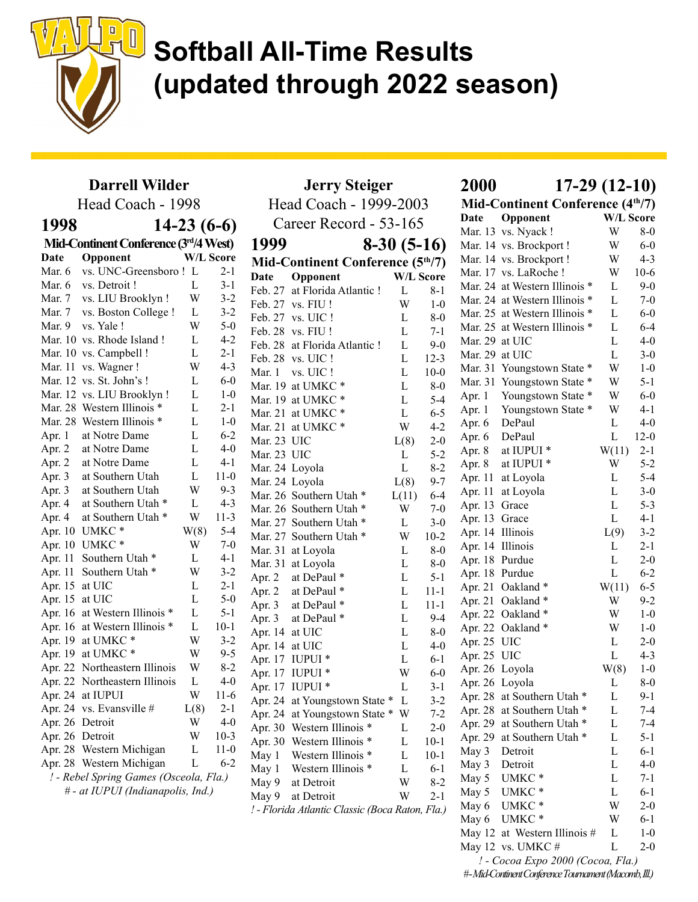# Softball All-Time Results (updated through 2022 season)

## Darrell Wilder

Head Coach - 1998

### 1998 — 14-23 (6-6)

**Mid-Continent Conference (3rd/4 West)**

| Date | Opponent | W/L | Score |
|---|---|---|---|
| Mar. 6 | vs. UNC-Greensboro ! | L | 2-1 |
| Mar. 6 | vs. Detroit ! | L | 3-1 |
| Mar. 7 | vs. LIU Brooklyn ! | W | 3-2 |
| Mar. 7 | vs. Boston College ! | L | 3-2 |
| Mar. 9 | vs. Yale ! | W | 5-0 |
| Mar. 10 | vs. Rhode Island ! | L | 4-2 |
| Mar. 10 | vs. Campbell ! | L | 2-1 |
| Mar. 11 | vs. Wagner ! | W | 4-3 |
| Mar. 12 | vs. St. John's ! | L | 6-0 |
| Mar. 12 | vs. LIU Brooklyn ! | L | 1-0 |
| Mar. 28 | Western Illinois * | L | 2-1 |
| Mar. 28 | Western Illinois * | L | 1-0 |
| Apr. 1 | at Notre Dame | L | 6-2 |
| Apr. 2 | at Notre Dame | L | 4-0 |
| Apr. 2 | at Notre Dame | L | 4-1 |
| Apr. 3 | at Southern Utah | L | 11-0 |
| Apr. 3 | at Southern Utah | W | 9-3 |
| Apr. 4 | at Southern Utah * | L | 4-3 |
| Apr. 4 | at Southern Utah * | W | 11-3 |
| Apr. 10 | UMKC * | W(8) | 5-4 |
| Apr. 10 | UMKC * | W | 7-0 |
| Apr. 11 | Southern Utah * | L | 4-1 |
| Apr. 11 | Southern Utah * | W | 3-2 |
| Apr. 15 | at UIC | L | 2-1 |
| Apr. 15 | at UIC | L | 5-0 |
| Apr. 16 | at Western Illinois * | L | 5-1 |
| Apr. 16 | at Western Illinois * | L | 10-1 |
| Apr. 19 | at UMKC * | W | 3-2 |
| Apr. 19 | at UMKC * | W | 9-5 |
| Apr. 22 | Northeastern Illinois | W | 8-2 |
| Apr. 22 | Northeastern Illinois | L | 4-0 |
| Apr. 24 | at IUPUI | W | 11-6 |
| Apr. 24 | vs. Evansville # | L(8) | 2-1 |
| Apr. 26 | Detroit | W | 4-0 |
| Apr. 26 | Detroit | W | 10-3 |
| Apr. 28 | Western Michigan | L | 11-0 |
| Apr. 28 | Western Michigan | L | 6-2 |

*! - Rebel Spring Games (Osceola, Fla.)*
*# - at IUPUI (Indianapolis, Ind.)*

## Jerry Steiger

Head Coach - 1999-2003

Career Record - 53-165

### 1999 — 8-30 (5-16)

**Mid-Continent Conference (5th/7)**

| Date | Opponent | W/L | Score |
|---|---|---|---|
| Feb. 27 | at Florida Atlantic ! | L | 8-1 |
| Feb. 27 | vs. FIU ! | W | 1-0 |
| Feb. 27 | vs. UIC ! | L | 8-0 |
| Feb. 28 | vs. FIU ! | L | 7-1 |
| Feb. 28 | at Florida Atlantic ! | L | 9-0 |
| Feb. 28 | vs. UIC ! | L | 12-3 |
| Mar. 1 | vs. UIC ! | L | 10-0 |
| Mar. 19 | at UMKC * | L | 8-0 |
| Mar. 19 | at UMKC * | L | 5-4 |
| Mar. 21 | at UMKC * | L | 6-5 |
| Mar. 21 | at UMKC * | W | 4-2 |
| Mar. 23 | UIC | L(8) | 2-0 |
| Mar. 23 | UIC | L | 5-2 |
| Mar. 24 | Loyola | L | 8-2 |
| Mar. 24 | Loyola | L(8) | 9-7 |
| Mar. 26 | Southern Utah * | L(11) | 6-4 |
| Mar. 26 | Southern Utah * | W | 7-0 |
| Mar. 27 | Southern Utah * | L | 3-0 |
| Mar. 27 | Southern Utah * | W | 10-2 |
| Mar. 31 | at Loyola | L | 8-0 |
| Mar. 31 | at Loyola | L | 8-0 |
| Apr. 2 | at DePaul * | L | 5-1 |
| Apr. 2 | at DePaul * | L | 11-1 |
| Apr. 3 | at DePaul * | L | 11-1 |
| Apr. 3 | at DePaul * | L | 9-4 |
| Apr. 14 | at UIC | L | 8-0 |
| Apr. 14 | at UIC | L | 4-0 |
| Apr. 17 | IUPUI * | L | 6-1 |
| Apr. 17 | IUPUI * | W | 6-0 |
| Apr. 17 | IUPUI * | L | 3-1 |
| Apr. 24 | at Youngstown State * | L | 3-2 |
| Apr. 24 | at Youngstown State * | W | 7-2 |
| Apr. 30 | Western Illinois * | L | 2-0 |
| Apr. 30 | Western Illinois * | L | 10-1 |
| May 1 | Western Illinois * | L | 10-1 |
| May 1 | Western Illinois * | L | 6-1 |
| May 9 | at Detroit | W | 8-2 |
| May 9 | at Detroit | W | 2-1 |

*! - Florida Atlantic Classic (Boca Raton, Fla.)*

### 2000 — 17-29 (12-10)

**Mid-Continent Conference (4th/7)**

| Date | Opponent | W/L | Score |
|---|---|---|---|
| Mar. 13 | vs. Nyack ! | W | 8-0 |
| Mar. 14 | vs. Brockport ! | W | 6-0 |
| Mar. 14 | vs. Brockport ! | W | 4-3 |
| Mar. 17 | vs. LaRoche ! | W | 10-6 |
| Mar. 24 | at Western Illinois * | L | 9-0 |
| Mar. 24 | at Western Illinois * | L | 7-0 |
| Mar. 25 | at Western Illinois * | L | 6-0 |
| Mar. 25 | at Western Illinois * | L | 6-4 |
| Mar. 29 | at UIC | L | 4-0 |
| Mar. 29 | at UIC | L | 3-0 |
| Mar. 31 | Youngstown State * | W | 1-0 |
| Mar. 31 | Youngstown State * | W | 5-1 |
| Apr. 1 | Youngstown State * | W | 6-0 |
| Apr. 1 | Youngstown State * | W | 4-1 |
| Apr. 6 | DePaul | L | 4-0 |
| Apr. 6 | DePaul | L | 12-0 |
| Apr. 8 | at IUPUI * | W(11) | 2-1 |
| Apr. 8 | at IUPUI * | W | 5-2 |
| Apr. 11 | at Loyola | L | 5-4 |
| Apr. 11 | at Loyola | L | 3-0 |
| Apr. 13 | Grace | L | 5-3 |
| Apr. 13 | Grace | L | 4-1 |
| Apr. 14 | Illinois | L(9) | 3-2 |
| Apr. 14 | Illinois | L | 2-1 |
| Apr. 18 | Purdue | L | 2-0 |
| Apr. 18 | Purdue | L | 6-2 |
| Apr. 21 | Oakland * | W(11) | 6-5 |
| Apr. 21 | Oakland * | W | 9-2 |
| Apr. 22 | Oakland * | W | 1-0 |
| Apr. 22 | Oakland * | W | 1-0 |
| Apr. 25 | UIC | L | 2-0 |
| Apr. 25 | UIC | L | 4-3 |
| Apr. 26 | Loyola | W(8) | 1-0 |
| Apr. 26 | Loyola | L | 8-0 |
| Apr. 28 | at Southern Utah * | L | 9-1 |
| Apr. 28 | at Southern Utah * | L | 7-4 |
| Apr. 29 | at Southern Utah * | L | 7-4 |
| Apr. 29 | at Southern Utah * | L | 5-1 |
| May 3 | Detroit | L | 6-1 |
| May 3 | Detroit | L | 4-0 |
| May 5 | UMKC * | L | 7-1 |
| May 5 | UMKC * | L | 6-1 |
| May 6 | UMKC * | W | 2-0 |
| May 6 | UMKC * | W | 6-1 |
| May 12 | at Western Illinois # | L | 1-0 |
| May 12 | vs. UMKC # | L | 2-0 |

*! - Cocoa Expo 2000 (Cocoa, Fla.)*
*# - Mid-Continent Conference Tournament (Macomb, Ill.)*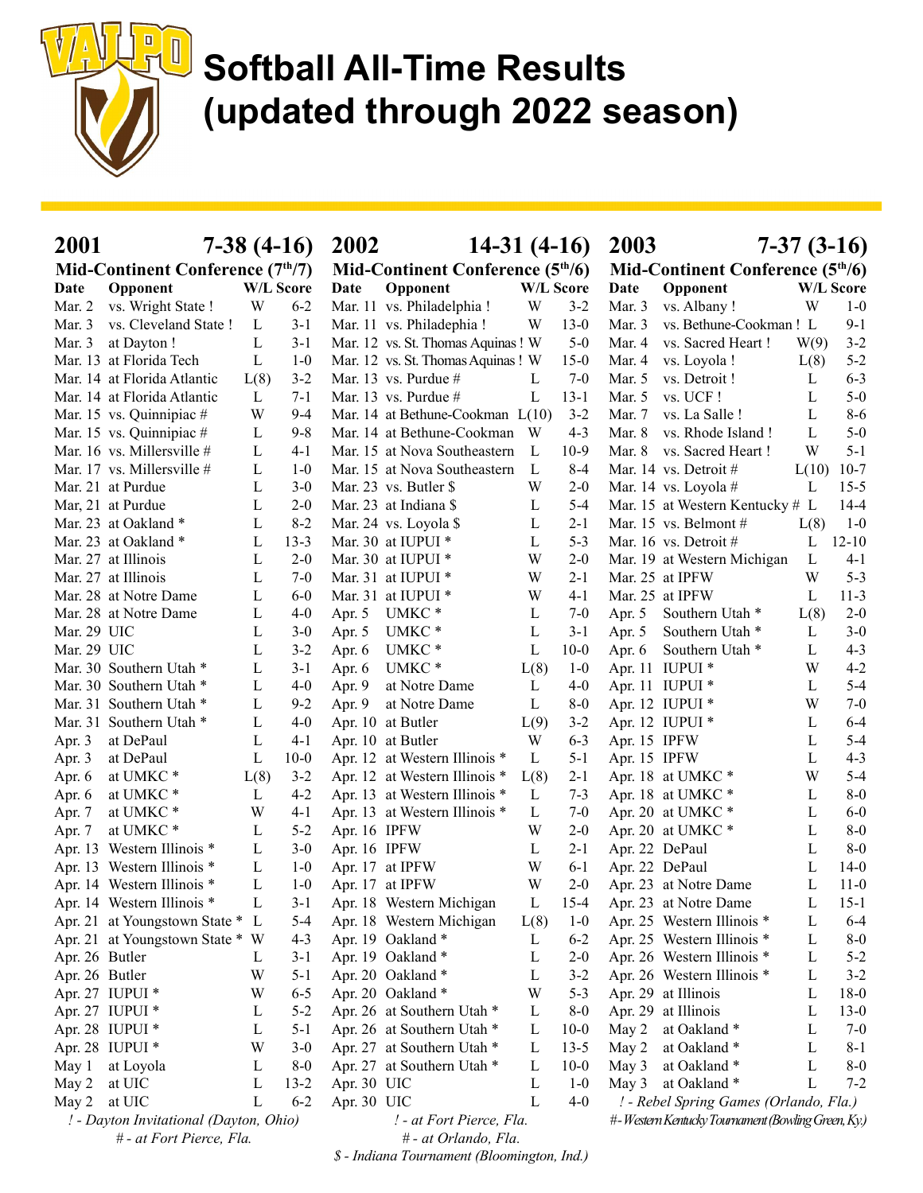# Softball All-Time Results (updated through 2022 season)

## 2001 — 7-38 (4-16)

### Mid-Continent Conference (7th/7)

| Date | Opponent | W/L | Score |
|---|---|---|---|
| Mar. 2 | vs. Wright State ! | W | 6-2 |
| Mar. 3 | vs. Cleveland State ! | L | 3-1 |
| Mar. 3 | at Dayton ! | L | 3-1 |
| Mar. 13 | at Florida Tech | L | 1-0 |
| Mar. 14 | at Florida Atlantic | L(8) | 3-2 |
| Mar. 14 | at Florida Atlantic | L | 7-1 |
| Mar. 15 | vs. Quinnipiac # | W | 9-4 |
| Mar. 15 | vs. Quinnipiac # | L | 9-8 |
| Mar. 16 | vs. Millersville # | L | 4-1 |
| Mar. 17 | vs. Millersville # | L | 1-0 |
| Mar. 21 | at Purdue | L | 3-0 |
| Mar, 21 | at Purdue | L | 2-0 |
| Mar. 23 | at Oakland * | L | 8-2 |
| Mar. 23 | at Oakland * | L | 13-3 |
| Mar. 27 | at Illinois | L | 2-0 |
| Mar. 27 | at Illinois | L | 7-0 |
| Mar. 28 | at Notre Dame | L | 6-0 |
| Mar. 28 | at Notre Dame | L | 4-0 |
| Mar. 29 | UIC | L | 3-0 |
| Mar. 29 | UIC | L | 3-2 |
| Mar. 30 | Southern Utah * | L | 3-1 |
| Mar. 30 | Southern Utah * | L | 4-0 |
| Mar. 31 | Southern Utah * | L | 9-2 |
| Mar. 31 | Southern Utah * | L | 4-0 |
| Apr. 3 | at DePaul | L | 4-1 |
| Apr. 3 | at DePaul | L | 10-0 |
| Apr. 6 | at UMKC * | L(8) | 3-2 |
| Apr. 6 | at UMKC * | L | 4-2 |
| Apr. 7 | at UMKC * | W | 4-1 |
| Apr. 7 | at UMKC * | L | 5-2 |
| Apr. 13 | Western Illinois * | L | 3-0 |
| Apr. 13 | Western Illinois * | L | 1-0 |
| Apr. 14 | Western Illinois * | L | 1-0 |
| Apr. 14 | Western Illinois * | L | 3-1 |
| Apr. 21 | at Youngstown State * | L | 5-4 |
| Apr. 21 | at Youngstown State * | W | 4-3 |
| Apr. 26 | Butler | L | 3-1 |
| Apr. 26 | Butler | W | 5-1 |
| Apr. 27 | IUPUI * | W | 6-5 |
| Apr. 27 | IUPUI * | L | 5-2 |
| Apr. 28 | IUPUI * | L | 5-1 |
| Apr. 28 | IUPUI * | W | 3-0 |
| May 1 | at Loyola | L | 8-0 |
| May 2 | at UIC | L | 13-2 |
| May 2 | at UIC | L | 6-2 |

*! - Dayton Invitational (Dayton, Ohio)*
*# - at Fort Pierce, Fla.*

## 2002 — 14-31 (4-16)

### Mid-Continent Conference (5th/6)

| Date | Opponent | W/L | Score |
|---|---|---|---|
| Mar. 11 | vs. Philadelphia ! | W | 3-2 |
| Mar. 11 | vs. Philadelphia ! | W | 13-0 |
| Mar. 12 | vs. St. Thomas Aquinas ! | W | 5-0 |
| Mar. 12 | vs. St. Thomas Aquinas ! | W | 15-0 |
| Mar. 13 | vs. Purdue # | L | 7-0 |
| Mar. 13 | vs. Purdue # | L | 13-1 |
| Mar. 14 | at Bethune-Cookman | L(10) | 3-2 |
| Mar. 14 | at Bethune-Cookman | W | 4-3 |
| Mar. 15 | at Nova Southeastern | L | 10-9 |
| Mar. 15 | at Nova Southeastern | L | 8-4 |
| Mar. 23 | vs. Butler $ | W | 2-0 |
| Mar. 23 | at Indiana $ | L | 5-4 |
| Mar. 24 | vs. Loyola $ | L | 2-1 |
| Mar. 30 | at IUPUI * | L | 5-3 |
| Mar. 30 | at IUPUI * | W | 2-0 |
| Mar. 31 | at IUPUI * | W | 2-1 |
| Mar. 31 | at IUPUI * | W | 4-1 |
| Apr. 5 | UMKC * | L | 7-0 |
| Apr. 5 | UMKC * | L | 3-1 |
| Apr. 6 | UMKC * | L | 10-0 |
| Apr. 6 | UMKC * | L(8) | 1-0 |
| Apr. 9 | at Notre Dame | L | 4-0 |
| Apr. 9 | at Notre Dame | L | 8-0 |
| Apr. 10 | at Butler | L(9) | 3-2 |
| Apr. 10 | at Butler | W | 6-3 |
| Apr. 12 | at Western Illinois * | L | 5-1 |
| Apr. 12 | at Western Illinois * | L(8) | 2-1 |
| Apr. 13 | at Western Illinois * | L | 7-3 |
| Apr. 13 | at Western Illinois * | L | 7-0 |
| Apr. 16 | IPFW | W | 2-0 |
| Apr. 16 | IPFW | L | 2-1 |
| Apr. 17 | at IPFW | W | 6-1 |
| Apr. 17 | at IPFW | W | 2-0 |
| Apr. 18 | Western Michigan | L | 15-4 |
| Apr. 18 | Western Michigan | L(8) | 1-0 |
| Apr. 19 | Oakland * | L | 6-2 |
| Apr. 19 | Oakland * | L | 2-0 |
| Apr. 20 | Oakland * | L | 3-2 |
| Apr. 20 | Oakland * | W | 5-3 |
| Apr. 26 | at Southern Utah * | L | 8-0 |
| Apr. 26 | at Southern Utah * | L | 10-0 |
| Apr. 27 | at Southern Utah * | L | 13-5 |
| Apr. 27 | at Southern Utah * | L | 10-0 |
| Apr. 30 | UIC | L | 1-0 |
| Apr. 30 | UIC | L | 4-0 |

*! - at Fort Pierce, Fla.*
*# - at Orlando, Fla.*
*$ - Indiana Tournament (Bloomington, Ind.)*

## 2003 — 7-37 (3-16)

### Mid-Continent Conference (5th/6)

| Date | Opponent | W/L | Score |
|---|---|---|---|
| Mar. 3 | vs. Albany ! | W | 1-0 |
| Mar. 3 | vs. Bethune-Cookman ! | L | 9-1 |
| Mar. 4 | vs. Sacred Heart ! | W(9) | 3-2 |
| Mar. 4 | vs. Loyola ! | L(8) | 5-2 |
| Mar. 5 | vs. Detroit ! | L | 6-3 |
| Mar. 5 | vs. UCF ! | L | 5-0 |
| Mar. 7 | vs. La Salle ! | L | 8-6 |
| Mar. 8 | vs. Rhode Island ! | L | 5-0 |
| Mar. 8 | vs. Sacred Heart ! | W | 5-1 |
| Mar. 14 | vs. Detroit # | L(10) | 10-7 |
| Mar. 14 | vs. Loyola # | L | 15-5 |
| Mar. 15 | at Western Kentucky # | L | 14-4 |
| Mar. 15 | vs. Belmont # | L(8) | 1-0 |
| Mar. 16 | vs. Detroit # | L | 12-10 |
| Mar. 19 | at Western Michigan | L | 4-1 |
| Mar. 25 | at IPFW | W | 5-3 |
| Mar. 25 | at IPFW | L | 11-3 |
| Apr. 5 | Southern Utah * | L(8) | 2-0 |
| Apr. 5 | Southern Utah * | L | 3-0 |
| Apr. 6 | Southern Utah * | L | 4-3 |
| Apr. 11 | IUPUI * | W | 4-2 |
| Apr. 11 | IUPUI * | L | 5-4 |
| Apr. 12 | IUPUI * | W | 7-0 |
| Apr. 12 | IUPUI * | L | 6-4 |
| Apr. 15 | IPFW | L | 5-4 |
| Apr. 15 | IPFW | L | 4-3 |
| Apr. 18 | at UMKC * | W | 5-4 |
| Apr. 18 | at UMKC * | L | 8-0 |
| Apr. 20 | at UMKC * | L | 6-0 |
| Apr. 20 | at UMKC * | L | 8-0 |
| Apr. 22 | DePaul | L | 8-0 |
| Apr. 22 | DePaul | L | 14-0 |
| Apr. 23 | at Notre Dame | L | 11-0 |
| Apr. 23 | at Notre Dame | L | 15-1 |
| Apr. 25 | Western Illinois * | L | 6-4 |
| Apr. 25 | Western Illinois * | L | 8-0 |
| Apr. 26 | Western Illinois * | L | 5-2 |
| Apr. 26 | Western Illinois * | L | 3-2 |
| Apr. 29 | at Illinois | L | 18-0 |
| Apr. 29 | at Illinois | L | 13-0 |
| May 2 | at Oakland * | L | 7-0 |
| May 2 | at Oakland * | L | 8-1 |
| May 3 | at Oakland * | L | 8-0 |
| May 3 | at Oakland * | L | 7-2 |

*! - Rebel Spring Games (Orlando, Fla.)*
*# - Western Kentucky Tournament (Bowling Green, Ky.)*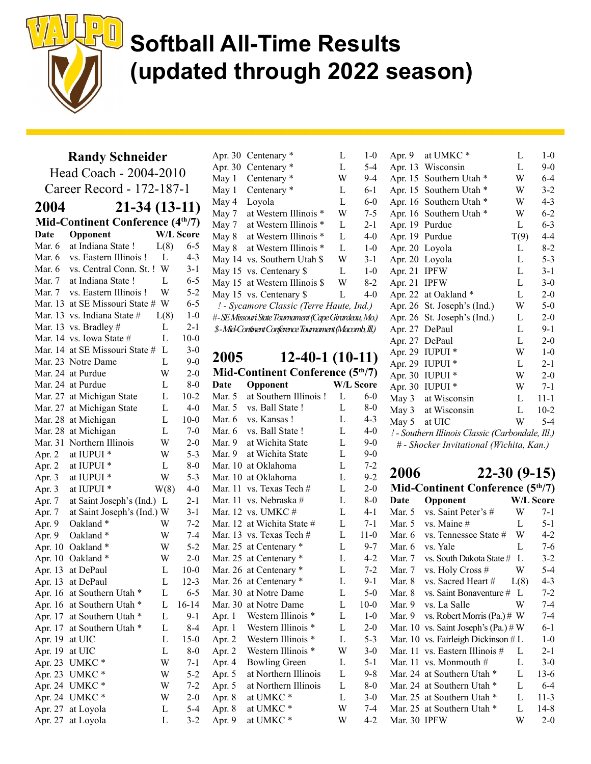# Softball All-Time Results (updated through 2022 season)

## Randy Schneider
Head Coach - 2004-2010
Career Record - 172-187-1

### 2004 — 21-34 (13-11)
**Mid-Continent Conference (4th/7)**

| Date | Opponent | W/L | Score |
|---|---|---|---|
| Mar. 6 | at Indiana State ! | L(8) | 6-5 |
| Mar. 6 | vs. Eastern Illinois ! | L | 4-3 |
| Mar. 6 | vs. Central Conn. St. ! | W | 3-1 |
| Mar. 7 | at Indiana State ! | L | 6-5 |
| Mar. 7 | vs. Eastern Illinois ! | W | 5-2 |
| Mar. 13 | at SE Missouri State # | W | 6-5 |
| Mar. 13 | vs. Indiana State # | L(8) | 1-0 |
| Mar. 13 | vs. Bradley # | L | 2-1 |
| Mar. 14 | vs. Iowa State # | L | 10-0 |
| Mar. 14 | at SE Missouri State # | L | 3-0 |
| Mar. 23 | Notre Dame | L | 9-0 |
| Mar. 24 | at Purdue | W | 2-0 |
| Mar. 24 | at Purdue | L | 8-0 |
| Mar. 27 | at Michigan State | L | 10-2 |
| Mar. 27 | at Michigan State | L | 4-0 |
| Mar. 28 | at Michigan | L | 10-0 |
| Mar. 28 | at Michigan | L | 7-0 |
| Mar. 31 | Northern Illinois | W | 2-0 |
| Apr. 2 | at IUPUI * | W | 5-3 |
| Apr. 2 | at IUPUI * | L | 8-0 |
| Apr. 3 | at IUPUI * | W | 5-3 |
| Apr. 3 | at IUPUI * | W(8) | 4-0 |
| Apr. 7 | at Saint Joseph's (Ind.) | L | 2-1 |
| Apr. 7 | at Saint Joseph's (Ind.) | W | 3-1 |
| Apr. 9 | Oakland * | W | 7-2 |
| Apr. 9 | Oakland * | W | 7-4 |
| Apr. 10 | Oakland * | W | 5-2 |
| Apr. 10 | Oakland * | W | 2-0 |
| Apr. 13 | at DePaul | L | 10-0 |
| Apr. 13 | at DePaul | L | 12-3 |
| Apr. 16 | at Southern Utah * | L | 6-5 |
| Apr. 16 | at Southern Utah * | L | 16-14 |
| Apr. 17 | at Southern Utah * | L | 9-1 |
| Apr. 17 | at Southern Utah * | L | 8-4 |
| Apr. 19 | at UIC | L | 15-0 |
| Apr. 19 | at UIC | L | 8-0 |
| Apr. 23 | UMKC * | W | 7-1 |
| Apr. 23 | UMKC * | W | 5-2 |
| Apr. 24 | UMKC * | W | 7-2 |
| Apr. 24 | UMKC * | W | 2-0 |
| Apr. 27 | at Loyola | L | 5-4 |
| Apr. 27 | at Loyola | L | 3-2 |
| Apr. 30 | Centenary * | L | 1-0 |
| Apr. 30 | Centenary * | L | 5-4 |
| May 1 | Centenary * | W | 9-4 |
| May 1 | Centenary * | L | 6-1 |
| May 4 | Loyola | L | 6-0 |
| May 7 | at Western Illinois * | W | 7-5 |
| May 7 | at Western Illinois * | L | 2-1 |
| May 8 | at Western Illinois * | L | 4-0 |
| May 8 | at Western Illinois * | L | 1-0 |
| May 14 | vs. Southern Utah $ | W | 3-1 |
| May 15 | vs. Centenary $ | L | 1-0 |
| May 15 | at Western Illinois $ | W | 8-2 |
| May 15 | vs. Centenary $ | L | 4-0 |

*! - Sycamore Classic (Terre Haute, Ind.)*
*# - SE Missouri State Tournament (Cape Girardeau, Mo.)*
*$ - Mid-Continent Conference Tournament (Macomb, Ill.)*

### 2005 — 12-40-1 (10-11)
**Mid-Continent Conference (5th/7)**

| Date | Opponent | W/L | Score |
|---|---|---|---|
| Mar. 5 | at Southern Illinois ! | L | 6-0 |
| Mar. 5 | vs. Ball State ! | L | 8-0 |
| Mar. 6 | vs. Kansas ! | L | 4-3 |
| Mar. 6 | vs. Ball State ! | L | 4-0 |
| Mar. 9 | at Wichita State | L | 9-0 |
| Mar. 9 | at Wichita State | L | 9-0 |
| Mar. 10 | at Oklahoma | L | 7-2 |
| Mar. 10 | at Oklahoma | L | 9-2 |
| Mar. 11 | vs. Texas Tech # | L | 2-0 |
| Mar. 11 | vs. Nebraska # | L | 8-0 |
| Mar. 12 | vs. UMKC # | L | 4-1 |
| Mar. 12 | at Wichita State # | L | 7-1 |
| Mar. 13 | vs. Texas Tech # | L | 11-0 |
| Mar. 25 | at Centenary * | L | 9-7 |
| Mar. 25 | at Centenary * | L | 4-2 |
| Mar. 26 | at Centenary * | L | 7-2 |
| Mar. 26 | at Centenary * | L | 9-1 |
| Mar. 30 | at Notre Dame | L | 5-0 |
| Mar. 30 | at Notre Dame | L | 10-0 |
| Apr. 1 | Western Illinois * | L | 1-0 |
| Apr. 1 | Western Illinois * | L | 2-0 |
| Apr. 2 | Western Illinois * | L | 5-3 |
| Apr. 2 | Western Illinois * | W | 3-0 |
| Apr. 4 | Bowling Green | L | 5-1 |
| Apr. 5 | at Northern Illinois | L | 9-8 |
| Apr. 5 | at Northern Illinois | L | 8-0 |
| Apr. 8 | at UMKC * | L | 3-0 |
| Apr. 8 | at UMKC * | W | 7-4 |
| Apr. 9 | at UMKC * | W | 4-2 |
| Apr. 9 | at UMKC * | L | 1-0 |
| Apr. 13 | Wisconsin | L | 9-0 |
| Apr. 15 | Southern Utah * | W | 6-4 |
| Apr. 15 | Southern Utah * | W | 3-2 |
| Apr. 16 | Southern Utah * | W | 4-3 |
| Apr. 16 | Southern Utah * | W | 6-2 |
| Apr. 19 | Purdue | L | 6-3 |
| Apr. 19 | Purdue | T(9) | 4-4 |
| Apr. 20 | Loyola | L | 8-2 |
| Apr. 20 | Loyola | L | 5-3 |
| Apr. 21 | IPFW | L | 3-1 |
| Apr. 21 | IPFW | L | 3-0 |
| Apr. 22 | at Oakland * | L | 2-0 |
| Apr. 26 | St. Joseph's (Ind.) | W | 5-0 |
| Apr. 26 | St. Joseph's (Ind.) | L | 2-0 |
| Apr. 27 | DePaul | L | 9-1 |
| Apr. 27 | DePaul | L | 2-0 |
| Apr. 29 | IUPUI * | W | 1-0 |
| Apr. 29 | IUPUI * | L | 2-1 |
| Apr. 30 | IUPUI * | W | 2-0 |
| Apr. 30 | IUPUI * | W | 7-1 |
| May 3 | at Wisconsin | L | 11-1 |
| May 3 | at Wisconsin | L | 10-2 |
| May 5 | at UIC | W | 5-4 |

*! - Southern Illinois Classic (Carbondale, Ill.)*
*# - Shocker Invitational (Wichita, Kan.)*

### 2006 — 22-30 (9-15)
**Mid-Continent Conference (5th/7)**

| Date | Opponent | W/L | Score |
|---|---|---|---|
| Mar. 5 | vs. Saint Peter's # | W | 7-1 |
| Mar. 5 | vs. Maine # | L | 5-1 |
| Mar. 6 | vs. Tennessee State # | W | 4-2 |
| Mar. 6 | vs. Yale | L | 7-6 |
| Mar. 7 | vs. South Dakota State # | L | 3-2 |
| Mar. 7 | vs. Holy Cross # | W | 5-4 |
| Mar. 8 | vs. Sacred Heart # | L(8) | 4-3 |
| Mar. 8 | vs. Saint Bonaventure # | L | 7-2 |
| Mar. 9 | vs. La Salle | W | 7-4 |
| Mar. 9 | vs. Robert Morris (Pa.) # | W | 7-4 |
| Mar. 10 | vs. Saint Joseph's (Pa.) # | W | 6-1 |
| Mar. 10 | vs. Fairleigh Dickinson # | L | 1-0 |
| Mar. 11 | vs. Eastern Illinois # | L | 2-1 |
| Mar. 11 | vs. Monmouth # | L | 3-0 |
| Mar. 24 | at Southern Utah * | L | 13-6 |
| Mar. 24 | at Southern Utah * | L | 6-4 |
| Mar. 25 | at Southern Utah * | L | 11-3 |
| Mar. 25 | at Southern Utah * | L | 14-8 |
| Mar. 30 | IPFW | W | 2-0 |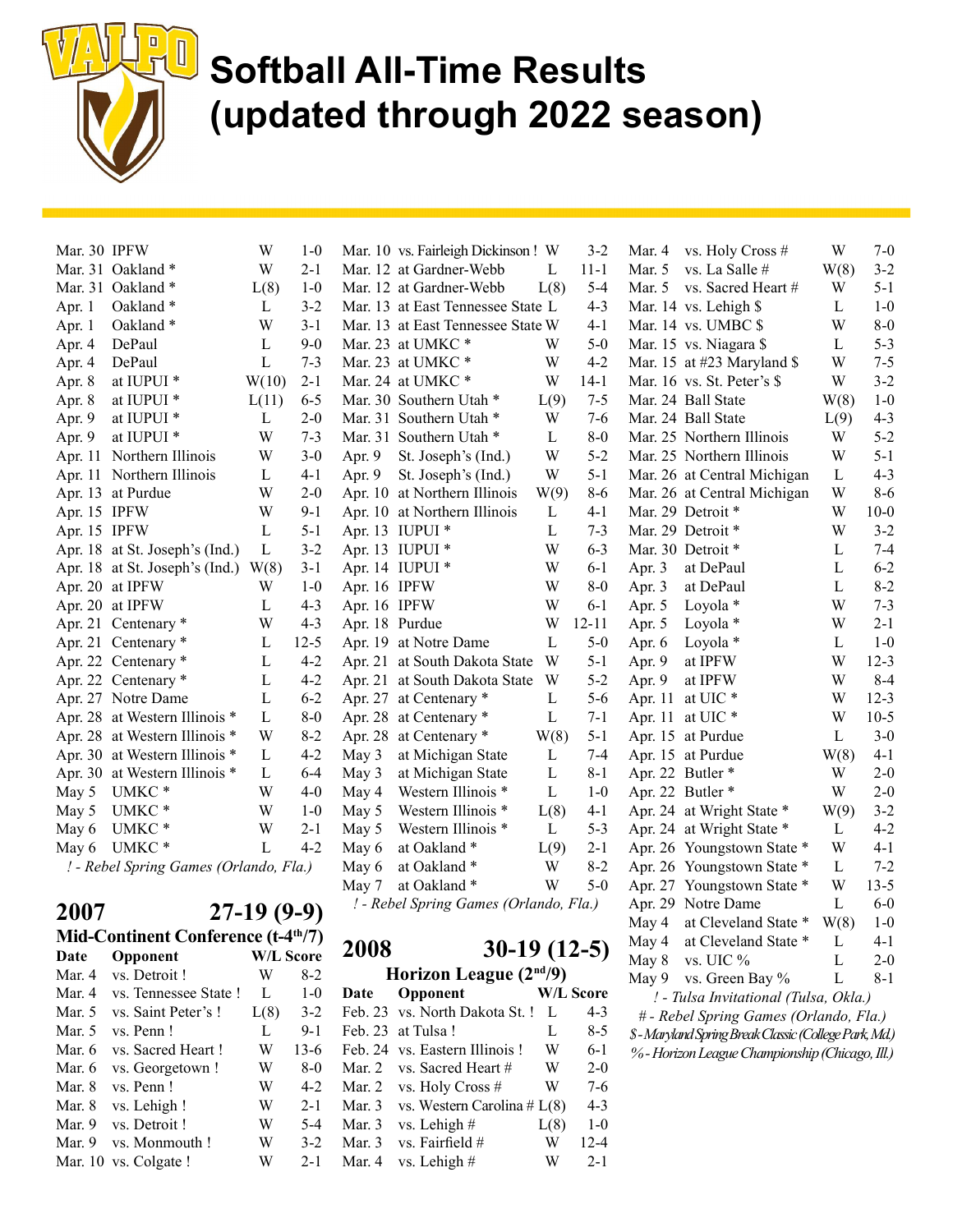# Softball All-Time Results (updated through 2022 season)

| Date | Opponent | W/L | Score |
|---|---|---|---|
| Mar. 30 | IPFW | W | 1-0 |
| Mar. 31 | Oakland * | W | 2-1 |
| Mar. 31 | Oakland * | L(8) | 1-0 |
| Apr. 1 | Oakland * | L | 3-2 |
| Apr. 1 | Oakland * | W | 3-1 |
| Apr. 4 | DePaul | L | 9-0 |
| Apr. 4 | DePaul | L | 7-3 |
| Apr. 8 | at IUPUI * | W(10) | 2-1 |
| Apr. 8 | at IUPUI * | L(11) | 6-5 |
| Apr. 9 | at IUPUI * | L | 2-0 |
| Apr. 9 | at IUPUI * | W | 7-3 |
| Apr. 11 | Northern Illinois | W | 3-0 |
| Apr. 11 | Northern Illinois | L | 4-1 |
| Apr. 13 | at Purdue | W | 2-0 |
| Apr. 15 | IPFW | W | 9-1 |
| Apr. 15 | IPFW | L | 5-1 |
| Apr. 18 | at St. Joseph's (Ind.) | L | 3-2 |
| Apr. 18 | at St. Joseph's (Ind.) | W(8) | 3-1 |
| Apr. 20 | at IPFW | W | 1-0 |
| Apr. 20 | at IPFW | L | 4-3 |
| Apr. 21 | Centenary * | W | 4-3 |
| Apr. 21 | Centenary * | L | 12-5 |
| Apr. 22 | Centenary * | L | 4-2 |
| Apr. 22 | Centenary * | L | 4-2 |
| Apr. 27 | Notre Dame | L | 6-2 |
| Apr. 28 | at Western Illinois * | L | 8-0 |
| Apr. 28 | at Western Illinois * | W | 8-2 |
| Apr. 30 | at Western Illinois * | L | 4-2 |
| Apr. 30 | at Western Illinois * | L | 6-4 |
| May 5 | UMKC * | W | 4-0 |
| May 5 | UMKC * | W | 1-0 |
| May 6 | UMKC * | W | 2-1 |
| May 6 | UMKC * | L | 4-2 |

*! - Rebel Spring Games (Orlando, Fla.)*

## 2007 — 27-19 (9-9)

**Mid-Continent Conference (t-4th/7)**

| Date | Opponent | W/L | Score |
|---|---|---|---|
| Mar. 4 | vs. Detroit ! | W | 8-2 |
| Mar. 4 | vs. Tennessee State ! | L | 1-0 |
| Mar. 5 | vs. Saint Peter's ! | L(8) | 3-2 |
| Mar. 5 | vs. Penn ! | L | 9-1 |
| Mar. 6 | vs. Sacred Heart ! | W | 13-6 |
| Mar. 6 | vs. Georgetown ! | W | 8-0 |
| Mar. 8 | vs. Penn ! | W | 4-2 |
| Mar. 8 | vs. Lehigh ! | W | 2-1 |
| Mar. 9 | vs. Detroit ! | W | 5-4 |
| Mar. 9 | vs. Monmouth ! | W | 3-2 |
| Mar. 10 | vs. Colgate ! | W | 2-1 |
| Mar. 10 | vs. Fairleigh Dickinson ! | W | 3-2 |
| Mar. 12 | at Gardner-Webb | L | 11-1 |
| Mar. 12 | at Gardner-Webb | L(8) | 5-4 |
| Mar. 13 | at East Tennessee State | L | 4-3 |
| Mar. 13 | at East Tennessee State | W | 4-1 |
| Mar. 23 | at UMKC * | W | 5-0 |
| Mar. 23 | at UMKC * | W | 4-2 |
| Mar. 24 | at UMKC * | W | 14-1 |
| Mar. 30 | Southern Utah * | L(9) | 7-5 |
| Mar. 31 | Southern Utah * | W | 7-6 |
| Mar. 31 | Southern Utah * | L | 8-0 |
| Apr. 9 | St. Joseph's (Ind.) | W | 5-2 |
| Apr. 9 | St. Joseph's (Ind.) | W | 5-1 |
| Apr. 10 | at Northern Illinois | W(9) | 8-6 |
| Apr. 10 | at Northern Illinois | L | 4-1 |
| Apr. 13 | IUPUI * | L | 7-3 |
| Apr. 13 | IUPUI * | W | 6-3 |
| Apr. 14 | IUPUI * | W | 6-1 |
| Apr. 16 | IPFW | W | 8-0 |
| Apr. 16 | IPFW | W | 6-1 |
| Apr. 18 | Purdue | W | 12-11 |
| Apr. 19 | at Notre Dame | L | 5-0 |
| Apr. 21 | at South Dakota State | W | 5-1 |
| Apr. 21 | at South Dakota State | W | 5-2 |
| Apr. 27 | at Centenary * | L | 5-6 |
| Apr. 28 | at Centenary * | L | 7-1 |
| Apr. 28 | at Centenary * | W(8) | 5-1 |
| May 3 | at Michigan State | L | 7-4 |
| May 3 | at Michigan State | L | 8-1 |
| May 4 | Western Illinois * | L | 1-0 |
| May 5 | Western Illinois * | L(8) | 4-1 |
| May 5 | Western Illinois * | L | 5-3 |
| May 6 | at Oakland * | L(9) | 2-1 |
| May 6 | at Oakland * | W | 8-2 |
| May 7 | at Oakland * | W | 5-0 |

*! - Rebel Spring Games (Orlando, Fla.)*

## 2008 — 30-19 (12-5)

**Horizon League (2nd/9)**

| Date | Opponent | W/L | Score |
|---|---|---|---|
| Feb. 23 | vs. North Dakota St. ! | L | 4-3 |
| Feb. 23 | at Tulsa ! | L | 8-5 |
| Feb. 24 | vs. Eastern Illinois ! | W | 6-1 |
| Mar. 2 | vs. Sacred Heart # | W | 2-0 |
| Mar. 2 | vs. Holy Cross # | W | 7-6 |
| Mar. 3 | vs. Western Carolina # | L(8) | 4-3 |
| Mar. 3 | vs. Lehigh # | L(8) | 1-0 |
| Mar. 3 | vs. Fairfield # | W | 12-4 |
| Mar. 4 | vs. Lehigh # | W | 2-1 |
| Mar. 4 | vs. Holy Cross # | W | 7-0 |
| Mar. 5 | vs. La Salle # | W(8) | 3-2 |
| Mar. 5 | vs. Sacred Heart # | W | 5-1 |
| Mar. 14 | vs. Lehigh $ | L | 1-0 |
| Mar. 14 | vs. UMBC $ | W | 8-0 |
| Mar. 15 | vs. Niagara $ | L | 5-3 |
| Mar. 15 | at #23 Maryland $ | W | 7-5 |
| Mar. 16 | vs. St. Peter's $ | W | 3-2 |
| Mar. 24 | Ball State | W(8) | 1-0 |
| Mar. 24 | Ball State | L(9) | 4-3 |
| Mar. 25 | Northern Illinois | W | 5-2 |
| Mar. 25 | Northern Illinois | W | 5-1 |
| Mar. 26 | at Central Michigan | L | 4-3 |
| Mar. 26 | at Central Michigan | W | 8-6 |
| Mar. 29 | Detroit * | W | 10-0 |
| Mar. 29 | Detroit * | W | 3-2 |
| Mar. 30 | Detroit * | L | 7-4 |
| Apr. 3 | at DePaul | L | 6-2 |
| Apr. 3 | at DePaul | L | 8-2 |
| Apr. 5 | Loyola * | W | 7-3 |
| Apr. 5 | Loyola * | W | 2-1 |
| Apr. 6 | Loyola * | L | 1-0 |
| Apr. 9 | at IPFW | W | 12-3 |
| Apr. 9 | at IPFW | W | 8-4 |
| Apr. 11 | at UIC * | W | 12-3 |
| Apr. 11 | at UIC * | W | 10-5 |
| Apr. 15 | at Purdue | L | 3-0 |
| Apr. 15 | at Purdue | W(8) | 4-1 |
| Apr. 22 | Butler * | W | 2-0 |
| Apr. 22 | Butler * | W | 2-0 |
| Apr. 24 | at Wright State * | W(9) | 3-2 |
| Apr. 24 | at Wright State * | L | 4-2 |
| Apr. 26 | Youngstown State * | W | 4-1 |
| Apr. 26 | Youngstown State * | L | 7-2 |
| Apr. 27 | Youngstown State * | W | 13-5 |
| Apr. 29 | Notre Dame | L | 6-0 |
| May 4 | at Cleveland State * | W(8) | 1-0 |
| May 4 | at Cleveland State * | L | 4-1 |
| May 8 | vs. UIC % | L | 2-0 |
| May 9 | vs. Green Bay % | L | 8-1 |

*! - Tulsa Invitational (Tulsa, Okla.)*
*# - Rebel Spring Games (Orlando, Fla.)*
*$ - Maryland Spring Break Classic (College Park, Md.)*
*% - Horizon League Championship (Chicago, Ill.)*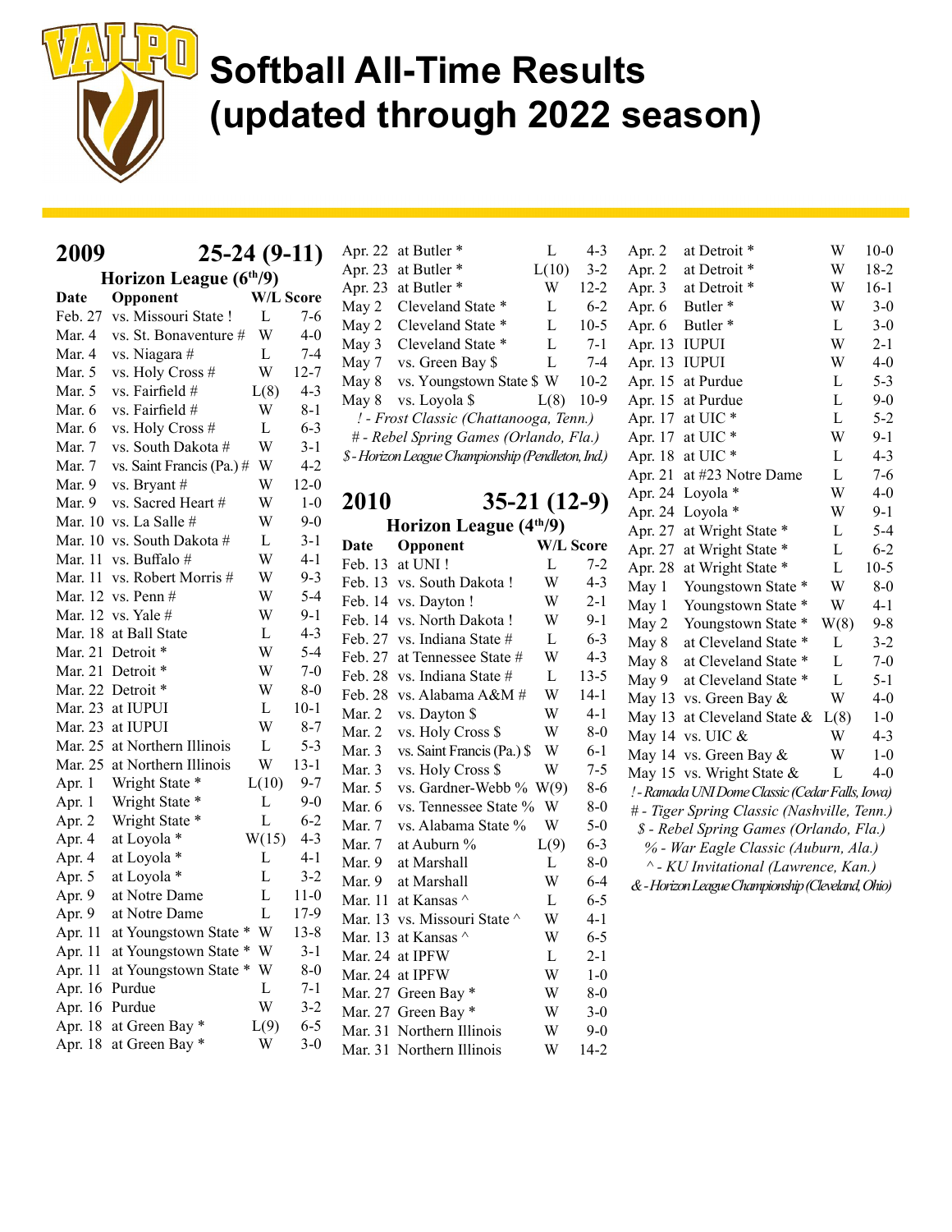# Softball All-Time Results (updated through 2022 season)

## 2009 — 25-24 (9-11)

### Horizon League (6th/9)

| Date | Opponent | W/L | Score |
|---|---|---|---|
| Feb. 27 | vs. Missouri State ! | L | 7-6 |
| Mar. 4 | vs. St. Bonaventure # | W | 4-0 |
| Mar. 4 | vs. Niagara # | L | 7-4 |
| Mar. 5 | vs. Holy Cross # | W | 12-7 |
| Mar. 5 | vs. Fairfield # | L(8) | 4-3 |
| Mar. 6 | vs. Fairfield # | W | 8-1 |
| Mar. 6 | vs. Holy Cross # | L | 6-3 |
| Mar. 7 | vs. South Dakota # | W | 3-1 |
| Mar. 7 | vs. Saint Francis (Pa.) # | W | 4-2 |
| Mar. 9 | vs. Bryant # | W | 12-0 |
| Mar. 9 | vs. Sacred Heart # | W | 1-0 |
| Mar. 10 | vs. La Salle # | W | 9-0 |
| Mar. 10 | vs. South Dakota # | L | 3-1 |
| Mar. 11 | vs. Buffalo # | W | 4-1 |
| Mar. 11 | vs. Robert Morris # | W | 9-3 |
| Mar. 12 | vs. Penn # | W | 5-4 |
| Mar. 12 | vs. Yale # | W | 9-1 |
| Mar. 18 | at Ball State | L | 4-3 |
| Mar. 21 | Detroit * | W | 5-4 |
| Mar. 21 | Detroit * | W | 7-0 |
| Mar. 22 | Detroit * | W | 8-0 |
| Mar. 23 | at IUPUI | L | 10-1 |
| Mar. 23 | at IUPUI | W | 8-7 |
| Mar. 25 | at Northern Illinois | L | 5-3 |
| Mar. 25 | at Northern Illinois | W | 13-1 |
| Apr. 1 | Wright State * | L(10) | 9-7 |
| Apr. 1 | Wright State * | L | 9-0 |
| Apr. 2 | Wright State * | L | 6-2 |
| Apr. 4 | at Loyola * | W(15) | 4-3 |
| Apr. 4 | at Loyola * | L | 4-1 |
| Apr. 5 | at Loyola * | L | 3-2 |
| Apr. 9 | at Notre Dame | L | 11-0 |
| Apr. 9 | at Notre Dame | L | 17-9 |
| Apr. 11 | at Youngstown State * | W | 13-8 |
| Apr. 11 | at Youngstown State * | W | 3-1 |
| Apr. 11 | at Youngstown State * | W | 8-0 |
| Apr. 16 | Purdue | L | 7-1 |
| Apr. 16 | Purdue | W | 3-2 |
| Apr. 18 | at Green Bay * | L(9) | 6-5 |
| Apr. 18 | at Green Bay * | W | 3-0 |
| Apr. 22 | at Butler * | L | 4-3 |
| Apr. 23 | at Butler * | L(10) | 3-2 |
| Apr. 23 | at Butler * | W | 12-2 |
| May 2 | Cleveland State * | L | 6-2 |
| May 2 | Cleveland State * | L | 10-5 |
| May 3 | Cleveland State * | L | 7-1 |
| May 7 | vs. Green Bay $ | L | 7-4 |
| May 8 | vs. Youngstown State $ | W | 10-2 |
| May 8 | vs. Loyola $ | L(8) | 10-9 |

*! - Frost Classic (Chattanooga, Tenn.)*
*# - Rebel Spring Games (Orlando, Fla.)*
*$ - Horizon League Championship (Pendleton, Ind.)*

## 2010 — 35-21 (12-9)

### Horizon League (4th/9)

| Date | Opponent | W/L | Score |
|---|---|---|---|
| Feb. 13 | at UNI ! | L | 7-2 |
| Feb. 13 | vs. South Dakota ! | W | 4-3 |
| Feb. 14 | vs. Dayton ! | W | 2-1 |
| Feb. 14 | vs. North Dakota ! | W | 9-1 |
| Feb. 27 | vs. Indiana State # | L | 6-3 |
| Feb. 27 | at Tennessee State # | W | 4-3 |
| Feb. 28 | vs. Indiana State # | L | 13-5 |
| Feb. 28 | vs. Alabama A&M # | W | 14-1 |
| Mar. 2 | vs. Dayton $ | W | 4-1 |
| Mar. 2 | vs. Holy Cross $ | W | 8-0 |
| Mar. 3 | vs. Saint Francis (Pa.) $ | W | 6-1 |
| Mar. 3 | vs. Holy Cross $ | W | 7-5 |
| Mar. 5 | vs. Gardner-Webb % | W(9) | 8-6 |
| Mar. 6 | vs. Tennessee State % | W | 8-0 |
| Mar. 7 | vs. Alabama State % | W | 5-0 |
| Mar. 7 | at Auburn % | L(9) | 6-3 |
| Mar. 9 | at Marshall | L | 8-0 |
| Mar. 9 | at Marshall | W | 6-4 |
| Mar. 11 | at Kansas ^ | L | 6-5 |
| Mar. 13 | vs. Missouri State ^ | W | 4-1 |
| Mar. 13 | at Kansas ^ | W | 6-5 |
| Mar. 24 | at IPFW | L | 2-1 |
| Mar. 24 | at IPFW | W | 1-0 |
| Mar. 27 | Green Bay * | W | 8-0 |
| Mar. 27 | Green Bay * | W | 3-0 |
| Mar. 31 | Northern Illinois | W | 9-0 |
| Mar. 31 | Northern Illinois | W | 14-2 |
| Apr. 2 | at Detroit * | W | 10-0 |
| Apr. 2 | at Detroit * | W | 18-2 |
| Apr. 3 | at Detroit * | W | 16-1 |
| Apr. 6 | Butler * | W | 3-0 |
| Apr. 6 | Butler * | L | 3-0 |
| Apr. 13 | IUPUI | W | 2-1 |
| Apr. 13 | IUPUI | W | 4-0 |
| Apr. 15 | at Purdue | L | 5-3 |
| Apr. 15 | at Purdue | L | 9-0 |
| Apr. 17 | at UIC * | L | 5-2 |
| Apr. 17 | at UIC * | W | 9-1 |
| Apr. 18 | at UIC * | L | 4-3 |
| Apr. 21 | at #23 Notre Dame | L | 7-6 |
| Apr. 24 | Loyola * | W | 4-0 |
| Apr. 24 | Loyola * | W | 9-1 |
| Apr. 27 | at Wright State * | L | 5-4 |
| Apr. 27 | at Wright State * | L | 6-2 |
| Apr. 28 | at Wright State * | L | 10-5 |
| May 1 | Youngstown State * | W | 8-0 |
| May 1 | Youngstown State * | W | 4-1 |
| May 2 | Youngstown State * | W(8) | 9-8 |
| May 8 | at Cleveland State * | L | 3-2 |
| May 8 | at Cleveland State * | L | 7-0 |
| May 9 | at Cleveland State * | L | 5-1 |
| May 13 | vs. Green Bay & | W | 4-0 |
| May 13 | at Cleveland State & | L(8) | 1-0 |
| May 14 | vs. UIC & | W | 4-3 |
| May 14 | vs. Green Bay & | W | 1-0 |
| May 15 | vs. Wright State & | L | 4-0 |

*! - Ramada UNI Dome Classic (Cedar Falls, Iowa)*
*# - Tiger Spring Classic (Nashville, Tenn.)*
*$ - Rebel Spring Games (Orlando, Fla.)*
*% - War Eagle Classic (Auburn, Ala.)*
*^ - KU Invitational (Lawrence, Kan.)*
*& - Horizon League Championship (Cleveland, Ohio)*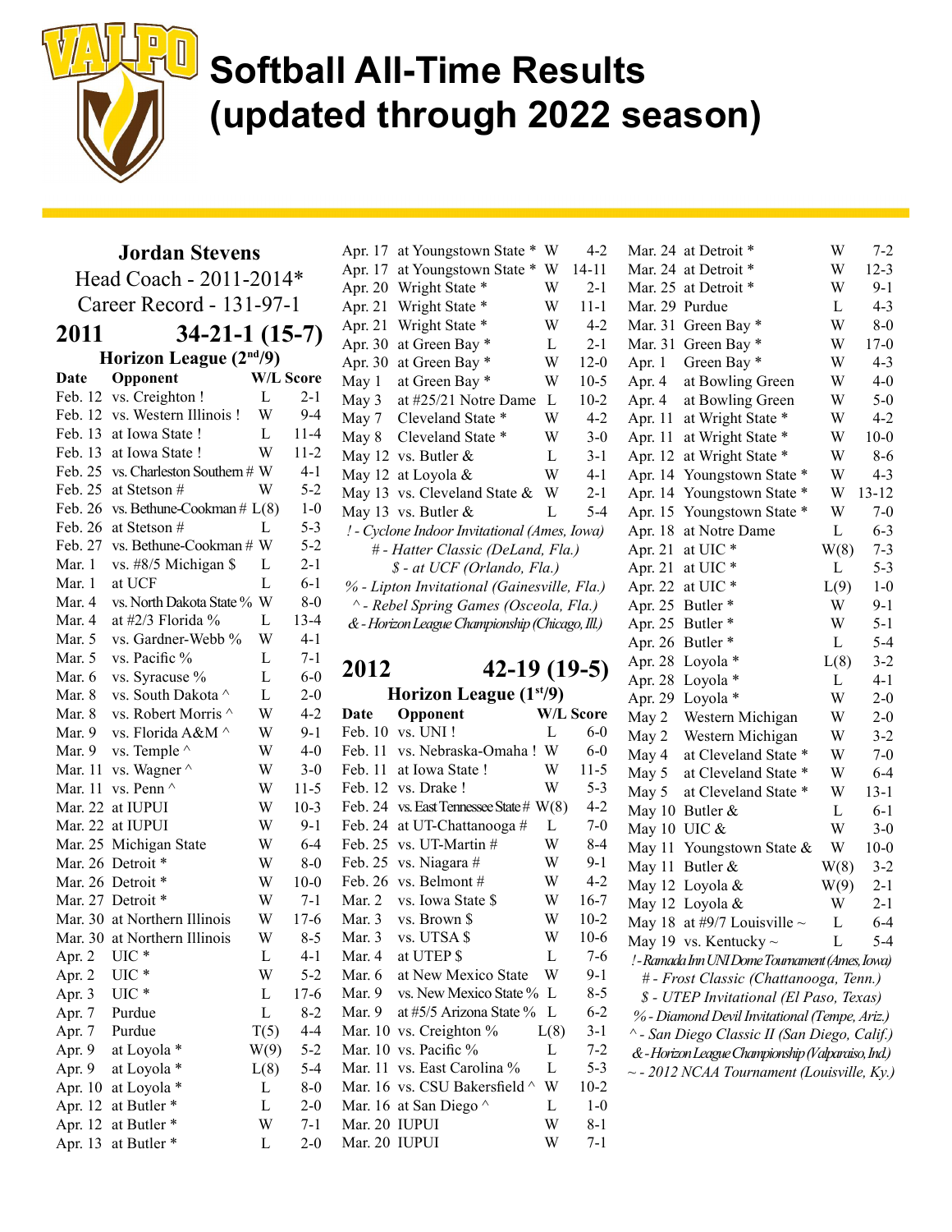# Softball All-Time Results (updated through 2022 season)

## Jordan Stevens

Head Coach - 2011-2014*

Career Record - 131-97-1

### 2011 — 34-21-1 (15-7)

Horizon League (2nd/9)

| Date | Opponent | W/L | Score |
|---|---|---|---|
| Feb. 12 | vs. Creighton ! | L | 2-1 |
| Feb. 12 | vs. Western Illinois ! | W | 9-4 |
| Feb. 13 | at Iowa State ! | L | 11-4 |
| Feb. 13 | at Iowa State ! | W | 11-2 |
| Feb. 25 | vs. Charleston Southern # | W | 4-1 |
| Feb. 25 | at Stetson # | W | 5-2 |
| Feb. 26 | vs. Bethune-Cookman # | L(8) | 1-0 |
| Feb. 26 | at Stetson # | L | 5-3 |
| Feb. 27 | vs. Bethune-Cookman # | W | 5-2 |
| Mar. 1 | vs. #8/5 Michigan $ | L | 2-1 |
| Mar. 1 | at UCF | L | 6-1 |
| Mar. 4 | vs. North Dakota State % | W | 8-0 |
| Mar. 4 | at #2/3 Florida % | L | 13-4 |
| Mar. 5 | vs. Gardner-Webb % | W | 4-1 |
| Mar. 5 | vs. Pacific % | L | 7-1 |
| Mar. 6 | vs. Syracuse % | L | 6-0 |
| Mar. 8 | vs. South Dakota ^ | L | 2-0 |
| Mar. 8 | vs. Robert Morris ^ | W | 4-2 |
| Mar. 9 | vs. Florida A&M ^ | W | 9-1 |
| Mar. 9 | vs. Temple ^ | W | 4-0 |
| Mar. 11 | vs. Wagner ^ | W | 3-0 |
| Mar. 11 | vs. Penn ^ | W | 11-5 |
| Mar. 22 | at IUPUI | W | 10-3 |
| Mar. 22 | at IUPUI | W | 9-1 |
| Mar. 25 | Michigan State | W | 6-4 |
| Mar. 26 | Detroit * | W | 8-0 |
| Mar. 26 | Detroit * | W | 10-0 |
| Mar. 27 | Detroit * | W | 7-1 |
| Mar. 30 | at Northern Illinois | W | 17-6 |
| Mar. 30 | at Northern Illinois | W | 8-5 |
| Apr. 2 | UIC * | L | 4-1 |
| Apr. 2 | UIC * | W | 5-2 |
| Apr. 3 | UIC * | L | 17-6 |
| Apr. 7 | Purdue | L | 8-2 |
| Apr. 7 | Purdue | T(5) | 4-4 |
| Apr. 9 | at Loyola * | W(9) | 5-2 |
| Apr. 9 | at Loyola * | L(8) | 5-4 |
| Apr. 10 | at Loyola * | L | 8-0 |
| Apr. 12 | at Butler * | L | 2-0 |
| Apr. 12 | at Butler * | W | 7-1 |
| Apr. 13 | at Butler * | L | 2-0 |
| Apr. 17 | at Youngstown State * | W | 4-2 |
| Apr. 17 | at Youngstown State * | W | 14-11 |
| Apr. 20 | Wright State * | W | 2-1 |
| Apr. 21 | Wright State * | W | 11-1 |
| Apr. 21 | Wright State * | W | 4-2 |
| Apr. 30 | at Green Bay * | L | 2-1 |
| Apr. 30 | at Green Bay * | W | 12-0 |
| May 1 | at Green Bay * | W | 10-5 |
| May 3 | at #25/21 Notre Dame | L | 10-2 |
| May 7 | Cleveland State * | W | 4-2 |
| May 8 | Cleveland State * | W | 3-0 |
| May 12 | vs. Butler & | L | 3-1 |
| May 12 | at Loyola & | W | 4-1 |
| May 13 | vs. Cleveland State & | W | 2-1 |
| May 13 | vs. Butler & | L | 5-4 |

*! - Cyclone Indoor Invitational (Ames, Iowa)*

*# - Hatter Classic (DeLand, Fla.)*

*$ - at UCF (Orlando, Fla.)*

*% - Lipton Invitational (Gainesville, Fla.)*

*^ - Rebel Spring Games (Osceola, Fla.)*

*& - Horizon League Championship (Chicago, Ill.)*

### 2012 — 42-19 (19-5)

Horizon League (1st/9)

| Date | Opponent | W/L | Score |
|---|---|---|---|
| Feb. 10 | vs. UNI ! | L | 6-0 |
| Feb. 11 | vs. Nebraska-Omaha ! | W | 6-0 |
| Feb. 11 | at Iowa State ! | W | 11-5 |
| Feb. 12 | vs. Drake ! | W | 5-3 |
| Feb. 24 | vs. East Tennessee State # | W(8) | 4-2 |
| Feb. 24 | at UT-Chattanooga # | L | 7-0 |
| Feb. 25 | vs. UT-Martin # | W | 8-4 |
| Feb. 25 | vs. Niagara # | W | 9-1 |
| Feb. 26 | vs. Belmont # | W | 4-2 |
| Mar. 2 | vs. Iowa State $ | W | 16-7 |
| Mar. 3 | vs. Brown $ | W | 10-2 |
| Mar. 3 | vs. UTSA $ | W | 10-6 |
| Mar. 4 | at UTEP $ | L | 7-6 |
| Mar. 6 | at New Mexico State | W | 9-1 |
| Mar. 9 | vs. New Mexico State % | L | 8-5 |
| Mar. 9 | at #5/5 Arizona State % | L | 6-2 |
| Mar. 10 | vs. Creighton % | L(8) | 3-1 |
| Mar. 10 | vs. Pacific % | L | 7-2 |
| Mar. 11 | vs. East Carolina % | L | 5-3 |
| Mar. 16 | vs. CSU Bakersfield ^ | W | 10-2 |
| Mar. 16 | at San Diego ^ | L | 1-0 |
| Mar. 20 | IUPUI | W | 8-1 |
| Mar. 20 | IUPUI | W | 7-1 |
| Mar. 24 | at Detroit * | W | 7-2 |
| Mar. 24 | at Detroit * | W | 12-3 |
| Mar. 25 | at Detroit * | W | 9-1 |
| Mar. 29 | Purdue | L | 4-3 |
| Mar. 31 | Green Bay * | W | 8-0 |
| Mar. 31 | Green Bay * | W | 17-0 |
| Apr. 1 | Green Bay * | W | 4-3 |
| Apr. 4 | at Bowling Green | W | 4-0 |
| Apr. 4 | at Bowling Green | W | 5-0 |
| Apr. 11 | at Wright State * | W | 4-2 |
| Apr. 11 | at Wright State * | W | 10-0 |
| Apr. 12 | at Wright State * | W | 8-6 |
| Apr. 14 | Youngstown State * | W | 4-3 |
| Apr. 14 | Youngstown State * | W | 13-12 |
| Apr. 15 | Youngstown State * | W | 7-0 |
| Apr. 18 | at Notre Dame | L | 6-3 |
| Apr. 21 | at UIC * | W(8) | 7-3 |
| Apr. 21 | at UIC * | L | 5-3 |
| Apr. 22 | at UIC * | L(9) | 1-0 |
| Apr. 25 | Butler * | W | 9-1 |
| Apr. 25 | Butler * | W | 5-1 |
| Apr. 26 | Butler * | L | 5-4 |
| Apr. 28 | Loyola * | L(8) | 3-2 |
| Apr. 28 | Loyola * | L | 4-1 |
| Apr. 29 | Loyola * | W | 2-0 |
| May 2 | Western Michigan | W | 2-0 |
| May 2 | Western Michigan | W | 3-2 |
| May 4 | at Cleveland State * | W | 7-0 |
| May 5 | at Cleveland State * | W | 6-4 |
| May 5 | at Cleveland State * | W | 13-1 |
| May 10 | Butler & | L | 6-1 |
| May 10 | UIC & | W | 3-0 |
| May 11 | Youngstown State & | W | 10-0 |
| May 11 | Butler & | W(8) | 3-2 |
| May 12 | Loyola & | W(9) | 2-1 |
| May 12 | Loyola & | W | 2-1 |
| May 18 | at #9/7 Louisville ~ | L | 6-4 |
| May 19 | vs. Kentucky ~ | L | 5-4 |

*! - Ramada Inn UNI Dome Tournament (Ames, Iowa)*

*# - Frost Classic (Chattanooga, Tenn.)*

*$ - UTEP Invitational (El Paso, Texas)*

*% - Diamond Devil Invitational (Tempe, Ariz.)*

*^ - San Diego Classic II (San Diego, Calif.)*

*& - Horizon League Championship (Valparaiso, Ind.)*

*~ - 2012 NCAA Tournament (Louisville, Ky.)*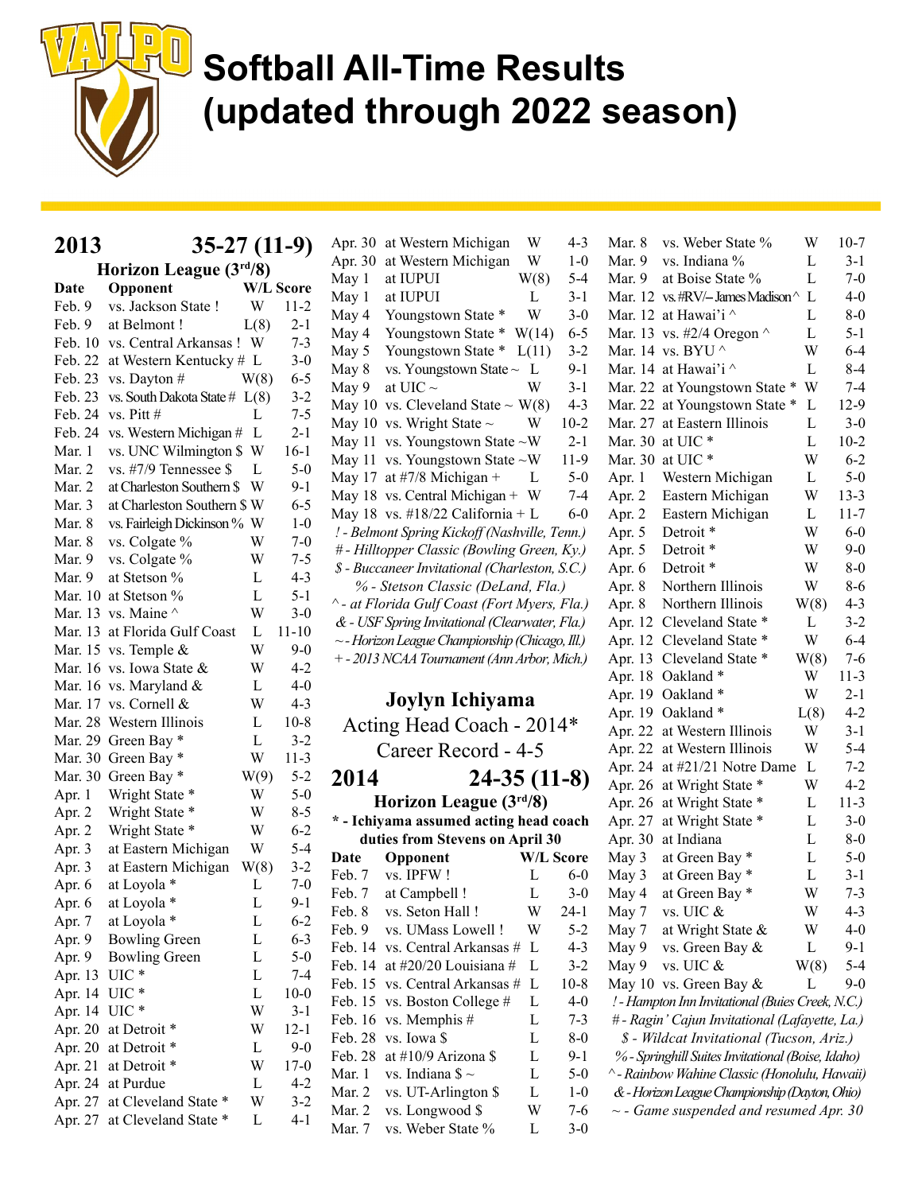# Softball All-Time Results (updated through 2022 season)

## 2013 — 35-27 (11-9)

**Horizon League (3rd/8)**

| Date | Opponent | W/L | Score |
|---|---|---|---|
| Feb. 9 | vs. Jackson State ! | W | 11-2 |
| Feb. 9 | at Belmont ! | L(8) | 2-1 |
| Feb. 10 | vs. Central Arkansas ! | W | 7-3 |
| Feb. 22 | at Western Kentucky # | L | 3-0 |
| Feb. 23 | vs. Dayton # | W(8) | 6-5 |
| Feb. 23 | vs. South Dakota State # | L(8) | 3-2 |
| Feb. 24 | vs. Pitt # | L | 7-5 |
| Feb. 24 | vs. Western Michigan # | L | 2-1 |
| Mar. 1 | vs. UNC Wilmington $ | W | 16-1 |
| Mar. 2 | vs. #7/9 Tennessee $ | L | 5-0 |
| Mar. 2 | at Charleston Southern $ | W | 9-1 |
| Mar. 3 | at Charleston Southern $ | W | 6-5 |
| Mar. 8 | vs. Fairleigh Dickinson % | W | 1-0 |
| Mar. 8 | vs. Colgate % | W | 7-0 |
| Mar. 9 | vs. Colgate % | W | 7-5 |
| Mar. 9 | at Stetson % | L | 4-3 |
| Mar. 10 | at Stetson % | L | 5-1 |
| Mar. 13 | vs. Maine ^ | W | 3-0 |
| Mar. 13 | at Florida Gulf Coast | L | 11-10 |
| Mar. 15 | vs. Temple & | W | 9-0 |
| Mar. 16 | vs. Iowa State & | W | 4-2 |
| Mar. 16 | vs. Maryland & | L | 4-0 |
| Mar. 17 | vs. Cornell & | W | 4-3 |
| Mar. 28 | Western Illinois | L | 10-8 |
| Mar. 29 | Green Bay * | L | 3-2 |
| Mar. 30 | Green Bay * | W | 11-3 |
| Mar. 30 | Green Bay * | W(9) | 5-2 |
| Apr. 1 | Wright State * | W | 5-0 |
| Apr. 2 | Wright State * | W | 8-5 |
| Apr. 2 | Wright State * | W | 6-2 |
| Apr. 3 | at Eastern Michigan | W | 5-4 |
| Apr. 3 | at Eastern Michigan | W(8) | 3-2 |
| Apr. 6 | at Loyola * | L | 7-0 |
| Apr. 6 | at Loyola * | L | 9-1 |
| Apr. 7 | at Loyola * | L | 6-2 |
| Apr. 9 | Bowling Green | L | 6-3 |
| Apr. 9 | Bowling Green | L | 5-0 |
| Apr. 13 | UIC * | L | 7-4 |
| Apr. 14 | UIC * | L | 10-0 |
| Apr. 14 | UIC * | W | 3-1 |
| Apr. 20 | at Detroit * | W | 12-1 |
| Apr. 20 | at Detroit * | L | 9-0 |
| Apr. 21 | at Detroit * | W | 17-0 |
| Apr. 24 | at Purdue | L | 4-2 |
| Apr. 27 | at Cleveland State * | W | 3-2 |
| Apr. 27 | at Cleveland State * | L | 4-1 |
| Apr. 30 | at Western Michigan | W | 4-3 |
| Apr. 30 | at Western Michigan | W | 1-0 |
| May 1 | at IUPUI | W(8) | 5-4 |
| May 1 | at IUPUI | L | 3-1 |
| May 4 | Youngstown State * | W | 3-0 |
| May 4 | Youngstown State * | W(14) | 6-5 |
| May 5 | Youngstown State * | L(11) | 3-2 |
| May 8 | vs. Youngstown State ~ | L | 9-1 |
| May 9 | at UIC ~ | W | 3-1 |
| May 10 | vs. Cleveland State ~ | W(8) | 4-3 |
| May 10 | vs. Wright State ~ | W | 10-2 |
| May 11 | vs. Youngstown State ~ | W | 2-1 |
| May 11 | vs. Youngstown State ~ | W | 11-9 |
| May 17 | at #7/8 Michigan + | L | 5-0 |
| May 18 | vs. Central Michigan + | W | 7-4 |
| May 18 | vs. #18/22 California + | L | 6-0 |

*! - Belmont Spring Kickoff (Nashville, Tenn.)*
*# - Hilltopper Classic (Bowling Green, Ky.)*
*$ - Buccaneer Invitational (Charleston, S.C.)*
*% - Stetson Classic (DeLand, Fla.)*
*^ - at Florida Gulf Coast (Fort Myers, Fla.)*
*& - USF Spring Invitational (Clearwater, Fla.)*
*~ - Horizon League Championship (Chicago, Ill.)*
*+ - 2013 NCAA Tournament (Ann Arbor, Mich.)*

## Joylyn Ichiyama

Acting Head Coach - 2014*
Career Record - 4-5

## 2014 — 24-35 (11-8)

**Horizon League (3rd/8)**

**\* - Ichiyama assumed acting head coach duties from Stevens on April 30**

| Date | Opponent | W/L | Score |
|---|---|---|---|
| Feb. 7 | vs. IPFW ! | L | 6-0 |
| Feb. 7 | at Campbell ! | L | 3-0 |
| Feb. 8 | vs. Seton Hall ! | W | 24-1 |
| Feb. 9 | vs. UMass Lowell ! | W | 5-2 |
| Feb. 14 | vs. Central Arkansas # | L | 4-3 |
| Feb. 14 | at #20/20 Louisiana # | L | 3-2 |
| Feb. 15 | vs. Central Arkansas # | L | 10-8 |
| Feb. 15 | vs. Boston College # | L | 4-0 |
| Feb. 16 | vs. Memphis # | L | 7-3 |
| Feb. 28 | vs. Iowa $ | L | 8-0 |
| Feb. 28 | at #10/9 Arizona $ | L | 9-1 |
| Mar. 1 | vs. Indiana $ ~ | L | 5-0 |
| Mar. 2 | vs. UT-Arlington $ | L | 1-0 |
| Mar. 2 | vs. Longwood $ | W | 7-6 |
| Mar. 7 | vs. Weber State % | L | 3-0 |
| Mar. 8 | vs. Weber State % | W | 10-7 |
| Mar. 9 | vs. Indiana % | L | 3-1 |
| Mar. 9 | at Boise State % | L | 7-0 |
| Mar. 12 | vs. #RV/– James Madison ^ | L | 4-0 |
| Mar. 12 | at Hawai'i ^ | L | 8-0 |
| Mar. 13 | vs. #2/4 Oregon ^ | L | 5-1 |
| Mar. 14 | vs. BYU ^ | W | 6-4 |
| Mar. 14 | at Hawai'i ^ | L | 8-4 |
| Mar. 22 | at Youngstown State * | W | 7-4 |
| Mar. 22 | at Youngstown State * | L | 12-9 |
| Mar. 27 | at Eastern Illinois | L | 3-0 |
| Mar. 30 | at UIC * | L | 10-2 |
| Mar. 30 | at UIC * | W | 6-2 |
| Apr. 1 | Western Michigan | L | 5-0 |
| Apr. 2 | Eastern Michigan | W | 13-3 |
| Apr. 2 | Eastern Michigan | L | 11-7 |
| Apr. 5 | Detroit * | W | 6-0 |
| Apr. 5 | Detroit * | W | 9-0 |
| Apr. 6 | Detroit * | W | 8-0 |
| Apr. 8 | Northern Illinois | W | 8-6 |
| Apr. 8 | Northern Illinois | W(8) | 4-3 |
| Apr. 12 | Cleveland State * | L | 3-2 |
| Apr. 12 | Cleveland State * | W | 6-4 |
| Apr. 13 | Cleveland State * | W(8) | 7-6 |
| Apr. 18 | Oakland * | W | 11-3 |
| Apr. 19 | Oakland * | W | 2-1 |
| Apr. 19 | Oakland * | L(8) | 4-2 |
| Apr. 22 | at Western Illinois | W | 3-1 |
| Apr. 22 | at Western Illinois | W | 5-4 |
| Apr. 24 | at #21/21 Notre Dame | L | 7-2 |
| Apr. 26 | at Wright State * | W | 4-2 |
| Apr. 26 | at Wright State * | L | 11-3 |
| Apr. 27 | at Wright State * | L | 3-0 |
| Apr. 30 | at Indiana | L | 8-0 |
| May 3 | at Green Bay * | L | 5-0 |
| May 3 | at Green Bay * | L | 3-1 |
| May 4 | at Green Bay * | W | 7-3 |
| May 7 | vs. UIC & | W | 4-3 |
| May 7 | at Wright State & | W | 4-0 |
| May 9 | vs. Green Bay & | L | 9-1 |
| May 9 | vs. UIC & | W(8) | 5-4 |
| May 10 | vs. Green Bay & | L | 9-0 |

*! - Hampton Inn Invitational (Buies Creek, N.C.)*
*# - Ragin' Cajun Invitational (Lafayette, La.)*
*$ - Wildcat Invitational (Tucson, Ariz.)*
*% - Springhill Suites Invitational (Boise, Idaho)*
*^ - Rainbow Wahine Classic (Honolulu, Hawaii)*
*& - Horizon League Championship (Dayton, Ohio)*
*~ - Game suspended and resumed Apr. 30*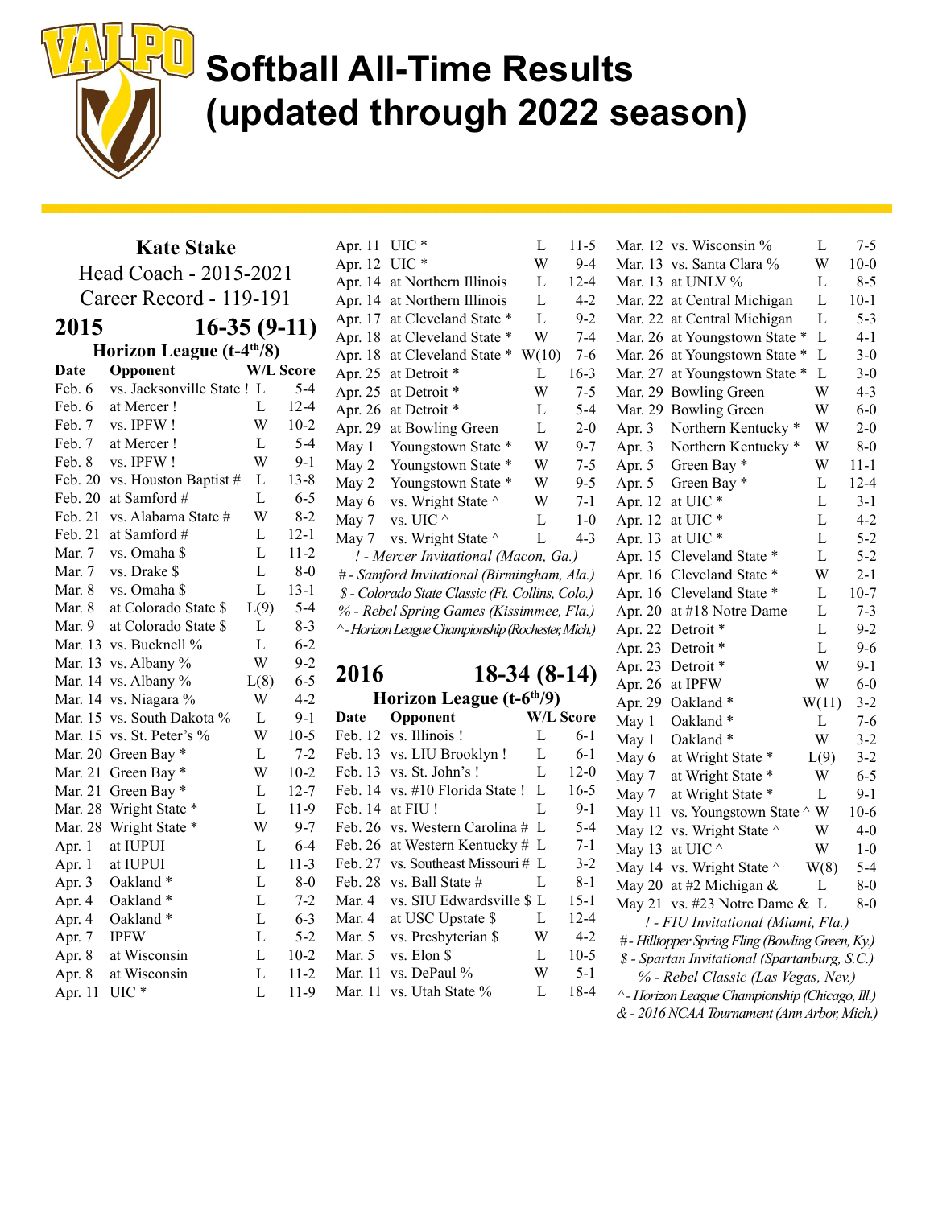# Softball All-Time Results (updated through 2022 season)

## Kate Stake

Head Coach - 2015-2021

Career Record - 119-191

## 2015 — 16-35 (9-11)

**Horizon League (t-4th/8)**

| Date | Opponent | W/L | Score |
|---|---|---|---|
| Feb. 6 | vs. Jacksonville State ! | L | 5-4 |
| Feb. 6 | at Mercer ! | L | 12-4 |
| Feb. 7 | vs. IPFW ! | W | 10-2 |
| Feb. 7 | at Mercer ! | L | 5-4 |
| Feb. 8 | vs. IPFW ! | W | 9-1 |
| Feb. 20 | vs. Houston Baptist # | L | 13-8 |
| Feb. 20 | at Samford # | L | 6-5 |
| Feb. 21 | vs. Alabama State # | W | 8-2 |
| Feb. 21 | at Samford # | L | 12-1 |
| Mar. 7 | vs. Omaha $ | L | 11-2 |
| Mar. 7 | vs. Drake $ | L | 8-0 |
| Mar. 8 | vs. Omaha $ | L | 13-1 |
| Mar. 8 | at Colorado State $ | L(9) | 5-4 |
| Mar. 9 | at Colorado State $ | L | 8-3 |
| Mar. 13 | vs. Bucknell % | L | 6-2 |
| Mar. 13 | vs. Albany % | W | 9-2 |
| Mar. 14 | vs. Albany % | L(8) | 6-5 |
| Mar. 14 | vs. Niagara % | W | 4-2 |
| Mar. 15 | vs. South Dakota % | L | 9-1 |
| Mar. 15 | vs. St. Peter's % | W | 10-5 |
| Mar. 20 | Green Bay * | L | 7-2 |
| Mar. 21 | Green Bay * | W | 10-2 |
| Mar. 21 | Green Bay * | L | 12-7 |
| Mar. 28 | Wright State * | L | 11-9 |
| Mar. 28 | Wright State * | W | 9-7 |
| Apr. 1 | at IUPUI | L | 6-4 |
| Apr. 1 | at IUPUI | L | 11-3 |
| Apr. 3 | Oakland * | L | 8-0 |
| Apr. 4 | Oakland * | L | 7-2 |
| Apr. 4 | Oakland * | L | 6-3 |
| Apr. 7 | IPFW | L | 5-2 |
| Apr. 8 | at Wisconsin | L | 10-2 |
| Apr. 8 | at Wisconsin | L | 11-2 |
| Apr. 11 | UIC * | L | 11-9 |
| Apr. 11 | UIC * | L | 11-5 |
| Apr. 12 | UIC * | W | 9-4 |
| Apr. 14 | at Northern Illinois | L | 12-4 |
| Apr. 14 | at Northern Illinois | L | 4-2 |
| Apr. 17 | at Cleveland State * | L | 9-2 |
| Apr. 18 | at Cleveland State * | W | 7-4 |
| Apr. 18 | at Cleveland State * | W(10) | 7-6 |
| Apr. 25 | at Detroit * | L | 16-3 |
| Apr. 25 | at Detroit * | W | 7-5 |
| Apr. 26 | at Detroit * | L | 5-4 |
| Apr. 29 | at Bowling Green | L | 2-0 |
| May 1 | Youngstown State * | W | 9-7 |
| May 2 | Youngstown State * | W | 7-5 |
| May 2 | Youngstown State * | W | 9-5 |
| May 6 | vs. Wright State ^ | W | 7-1 |
| May 7 | vs. UIC ^ | L | 1-0 |
| May 7 | vs. Wright State ^ | L | 4-3 |

*! - Mercer Invitational (Macon, Ga.)*
*# - Samford Invitational (Birmingham, Ala.)*
*$ - Colorado State Classic (Ft. Collins, Colo.)*
*% - Rebel Spring Games (Kissimmee, Fla.)*
*^ - Horizon League Championship (Rochester, Mich.)*

## 2016 — 18-34 (8-14)

**Horizon League (t-6th/9)**

| Date | Opponent | W/L | Score |
|---|---|---|---|
| Feb. 12 | vs. Illinois ! | L | 6-1 |
| Feb. 13 | vs. LIU Brooklyn ! | L | 6-1 |
| Feb. 13 | vs. St. John's ! | L | 12-0 |
| Feb. 14 | vs. #10 Florida State ! | L | 16-5 |
| Feb. 14 | at FIU ! | L | 9-1 |
| Feb. 26 | vs. Western Carolina # | L | 5-4 |
| Feb. 26 | at Western Kentucky # | L | 7-1 |
| Feb. 27 | vs. Southeast Missouri # | L | 3-2 |
| Feb. 28 | vs. Ball State # | L | 8-1 |
| Mar. 4 | vs. SIU Edwardsville $ | L | 15-1 |
| Mar. 4 | at USC Upstate $ | L | 12-4 |
| Mar. 5 | vs. Presbyterian $ | W | 4-2 |
| Mar. 5 | vs. Elon $ | L | 10-5 |
| Mar. 11 | vs. DePaul % | W | 5-1 |
| Mar. 11 | vs. Utah State % | L | 18-4 |
| Mar. 12 | vs. Wisconsin % | L | 7-5 |
| Mar. 13 | vs. Santa Clara % | W | 10-0 |
| Mar. 13 | at UNLV % | L | 8-5 |
| Mar. 22 | at Central Michigan | L | 10-1 |
| Mar. 22 | at Central Michigan | L | 5-3 |
| Mar. 26 | at Youngstown State * | L | 4-1 |
| Mar. 26 | at Youngstown State * | L | 3-0 |
| Mar. 27 | at Youngstown State * | L | 3-0 |
| Mar. 29 | Bowling Green | W | 4-3 |
| Mar. 29 | Bowling Green | W | 6-0 |
| Apr. 3 | Northern Kentucky * | W | 2-0 |
| Apr. 3 | Northern Kentucky * | W | 8-0 |
| Apr. 5 | Green Bay * | W | 11-1 |
| Apr. 5 | Green Bay * | L | 12-4 |
| Apr. 12 | at UIC * | L | 3-1 |
| Apr. 12 | at UIC * | L | 4-2 |
| Apr. 13 | at UIC * | L | 5-2 |
| Apr. 15 | Cleveland State * | L | 5-2 |
| Apr. 16 | Cleveland State * | W | 2-1 |
| Apr. 16 | Cleveland State * | L | 10-7 |
| Apr. 20 | at #18 Notre Dame | L | 7-3 |
| Apr. 22 | Detroit * | L | 9-2 |
| Apr. 23 | Detroit * | L | 9-6 |
| Apr. 23 | Detroit * | W | 9-1 |
| Apr. 26 | at IPFW | W | 6-0 |
| Apr. 29 | Oakland * | W(11) | 3-2 |
| May 1 | Oakland * | L | 7-6 |
| May 1 | Oakland * | W | 3-2 |
| May 6 | at Wright State * | L(9) | 3-2 |
| May 7 | at Wright State * | W | 6-5 |
| May 7 | at Wright State * | L | 9-1 |
| May 11 | vs. Youngstown State ^ | W | 10-6 |
| May 12 | vs. Wright State ^ | W | 4-0 |
| May 13 | at UIC ^ | W | 1-0 |
| May 14 | vs. Wright State ^ | W(8) | 5-4 |
| May 20 | at #2 Michigan & | L | 8-0 |
| May 21 | vs. #23 Notre Dame & | L | 8-0 |

*! - FIU Invitational (Miami, Fla.)*
*# - Hilltopper Spring Fling (Bowling Green, Ky.)*
*$ - Spartan Invitational (Spartanburg, S.C.)*
*% - Rebel Classic (Las Vegas, Nev.)*
*^ - Horizon League Championship (Chicago, Ill.)*
*& - 2016 NCAA Tournament (Ann Arbor, Mich.)*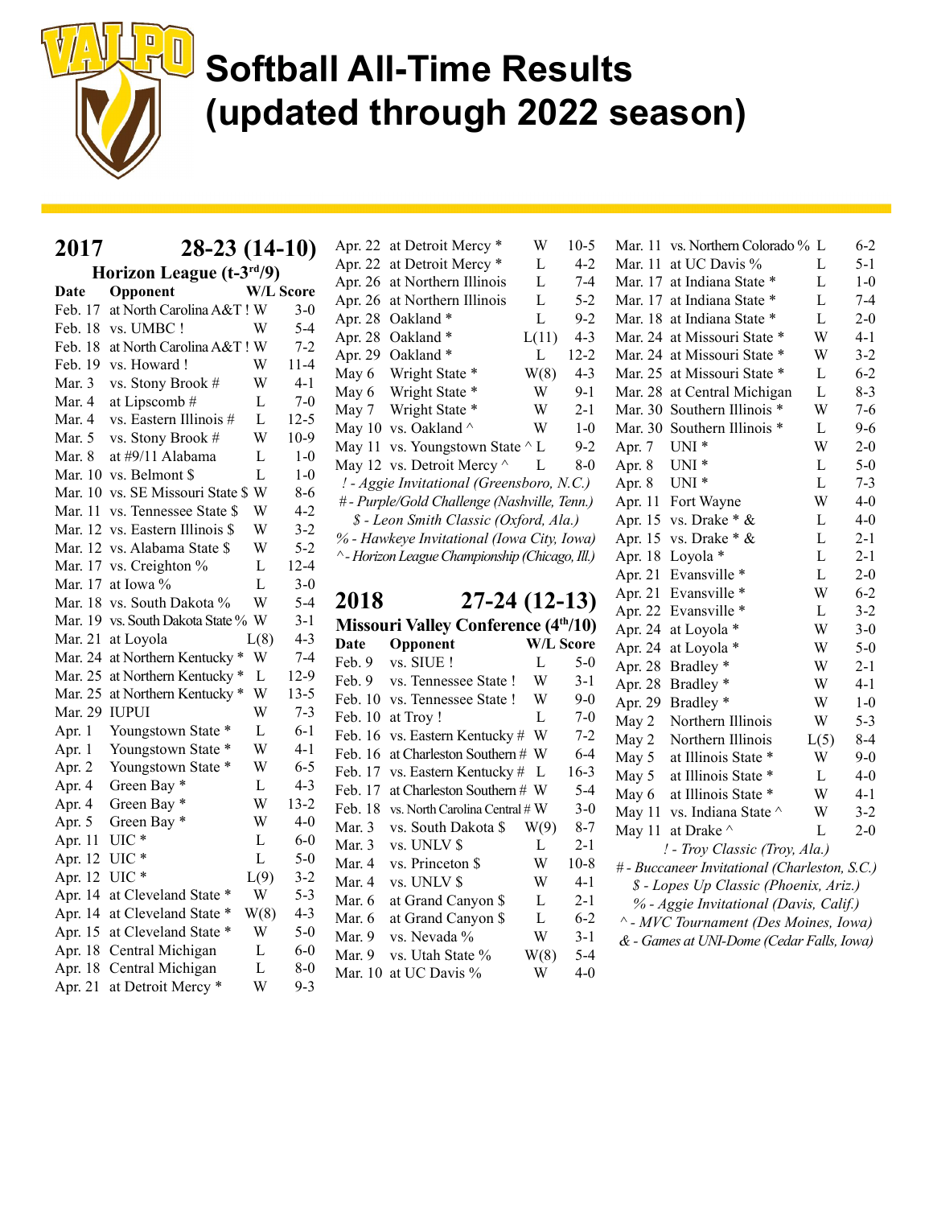# Softball All-Time Results (updated through 2022 season)

## 2017 — 28-23 (14-10)

### Horizon League (t-3rd/9)

| Date | Opponent | W/L | Score |
|---|---|---|---|
| Feb. 17 | at North Carolina A&T ! | W | 3-0 |
| Feb. 18 | vs. UMBC ! | W | 5-4 |
| Feb. 18 | at North Carolina A&T ! | W | 7-2 |
| Feb. 19 | vs. Howard ! | W | 11-4 |
| Mar. 3 | vs. Stony Brook # | W | 4-1 |
| Mar. 4 | at Lipscomb # | L | 7-0 |
| Mar. 4 | vs. Eastern Illinois # | L | 12-5 |
| Mar. 5 | vs. Stony Brook # | W | 10-9 |
| Mar. 8 | at #9/11 Alabama | L | 1-0 |
| Mar. 10 | vs. Belmont $ | L | 1-0 |
| Mar. 10 | vs. SE Missouri State $ | W | 8-6 |
| Mar. 11 | vs. Tennessee State $ | W | 4-2 |
| Mar. 12 | vs. Eastern Illinois $ | W | 3-2 |
| Mar. 12 | vs. Alabama State $ | W | 5-2 |
| Mar. 17 | vs. Creighton % | L | 12-4 |
| Mar. 17 | at Iowa % | L | 3-0 |
| Mar. 18 | vs. South Dakota % | W | 5-4 |
| Mar. 19 | vs. South Dakota State % | W | 3-1 |
| Mar. 21 | at Loyola | L(8) | 4-3 |
| Mar. 24 | at Northern Kentucky * | W | 7-4 |
| Mar. 25 | at Northern Kentucky * | L | 12-9 |
| Mar. 25 | at Northern Kentucky * | W | 13-5 |
| Mar. 29 | IUPUI | W | 7-3 |
| Apr. 1 | Youngstown State * | L | 6-1 |
| Apr. 1 | Youngstown State * | W | 4-1 |
| Apr. 2 | Youngstown State * | W | 6-5 |
| Apr. 4 | Green Bay * | L | 4-3 |
| Apr. 4 | Green Bay * | W | 13-2 |
| Apr. 5 | Green Bay * | W | 4-0 |
| Apr. 11 | UIC * | L | 6-0 |
| Apr. 12 | UIC * | L | 5-0 |
| Apr. 12 | UIC * | L(9) | 3-2 |
| Apr. 14 | at Cleveland State * | W | 5-3 |
| Apr. 14 | at Cleveland State * | W(8) | 4-3 |
| Apr. 15 | at Cleveland State * | W | 5-0 |
| Apr. 18 | Central Michigan | L | 6-0 |
| Apr. 18 | Central Michigan | L | 8-0 |
| Apr. 21 | at Detroit Mercy * | W | 9-3 |
| Apr. 22 | at Detroit Mercy * | W | 10-5 |
| Apr. 22 | at Detroit Mercy * | L | 4-2 |
| Apr. 26 | at Northern Illinois | L | 7-4 |
| Apr. 26 | at Northern Illinois | L | 5-2 |
| Apr. 28 | Oakland * | L | 9-2 |
| Apr. 28 | Oakland * | L(11) | 4-3 |
| Apr. 29 | Oakland * | L | 12-2 |
| May 6 | Wright State * | W(8) | 4-3 |
| May 6 | Wright State * | W | 9-1 |
| May 7 | Wright State * | W | 2-1 |
| May 10 | vs. Oakland ^ | W | 1-0 |
| May 11 | vs. Youngstown State ^ | L | 9-2 |
| May 12 | vs. Detroit Mercy ^ | L | 8-0 |

*! - Aggie Invitational (Greensboro, N.C.)*
*# - Purple/Gold Challenge (Nashville, Tenn.)*
*$ - Leon Smith Classic (Oxford, Ala.)*
*% - Hawkeye Invitational (Iowa City, Iowa)*
*^ - Horizon League Championship (Chicago, Ill.)*

## 2018 — 27-24 (12-13)

### Missouri Valley Conference (4th/10)

| Date | Opponent | W/L | Score |
|---|---|---|---|
| Feb. 9 | vs. SIUE ! | L | 5-0 |
| Feb. 9 | vs. Tennessee State ! | W | 3-1 |
| Feb. 10 | vs. Tennessee State ! | W | 9-0 |
| Feb. 10 | at Troy ! | L | 7-0 |
| Feb. 16 | vs. Eastern Kentucky # | W | 7-2 |
| Feb. 16 | at Charleston Southern # | W | 6-4 |
| Feb. 17 | vs. Eastern Kentucky # | L | 16-3 |
| Feb. 17 | at Charleston Southern # | W | 5-4 |
| Feb. 18 | vs. North Carolina Central # | W | 3-0 |
| Mar. 3 | vs. South Dakota $ | W(9) | 8-7 |
| Mar. 3 | vs. UNLV $ | L | 2-1 |
| Mar. 4 | vs. Princeton $ | W | 10-8 |
| Mar. 4 | vs. UNLV $ | W | 4-1 |
| Mar. 6 | at Grand Canyon $ | L | 2-1 |
| Mar. 6 | at Grand Canyon $ | L | 6-2 |
| Mar. 9 | vs. Nevada % | W | 3-1 |
| Mar. 9 | vs. Utah State % | W(8) | 5-4 |
| Mar. 10 | at UC Davis % | W | 4-0 |
| Mar. 11 | vs. Northern Colorado % | L | 6-2 |
| Mar. 11 | at UC Davis % | L | 5-1 |
| Mar. 17 | at Indiana State * | L | 1-0 |
| Mar. 17 | at Indiana State * | L | 7-4 |
| Mar. 18 | at Indiana State * | L | 2-0 |
| Mar. 24 | at Missouri State * | W | 4-1 |
| Mar. 24 | at Missouri State * | W | 3-2 |
| Mar. 25 | at Missouri State * | L | 6-2 |
| Mar. 28 | at Central Michigan | L | 8-3 |
| Mar. 30 | Southern Illinois * | W | 7-6 |
| Mar. 30 | Southern Illinois * | L | 9-6 |
| Apr. 7 | UNI * | W | 2-0 |
| Apr. 8 | UNI * | L | 5-0 |
| Apr. 8 | UNI * | L | 7-3 |
| Apr. 11 | Fort Wayne | W | 4-0 |
| Apr. 15 | vs. Drake * & | L | 4-0 |
| Apr. 15 | vs. Drake * & | L | 2-1 |
| Apr. 18 | Loyola * | L | 2-1 |
| Apr. 21 | Evansville * | L | 2-0 |
| Apr. 21 | Evansville * | W | 6-2 |
| Apr. 22 | Evansville * | L | 3-2 |
| Apr. 24 | at Loyola * | W | 3-0 |
| Apr. 24 | at Loyola * | W | 5-0 |
| Apr. 28 | Bradley * | W | 2-1 |
| Apr. 28 | Bradley * | W | 4-1 |
| Apr. 29 | Bradley * | W | 1-0 |
| May 2 | Northern Illinois | W | 5-3 |
| May 2 | Northern Illinois | L(5) | 8-4 |
| May 5 | at Illinois State * | W | 9-0 |
| May 5 | at Illinois State * | L | 4-0 |
| May 6 | at Illinois State * | W | 4-1 |
| May 11 | vs. Indiana State ^ | W | 3-2 |
| May 11 | at Drake ^ | L | 2-0 |

*! - Troy Classic (Troy, Ala.)*
*# - Buccaneer Invitational (Charleston, S.C.)*
*$ - Lopes Up Classic (Phoenix, Ariz.)*
*% - Aggie Invitational (Davis, Calif.)*
*^ - MVC Tournament (Des Moines, Iowa)*
*& - Games at UNI-Dome (Cedar Falls, Iowa)*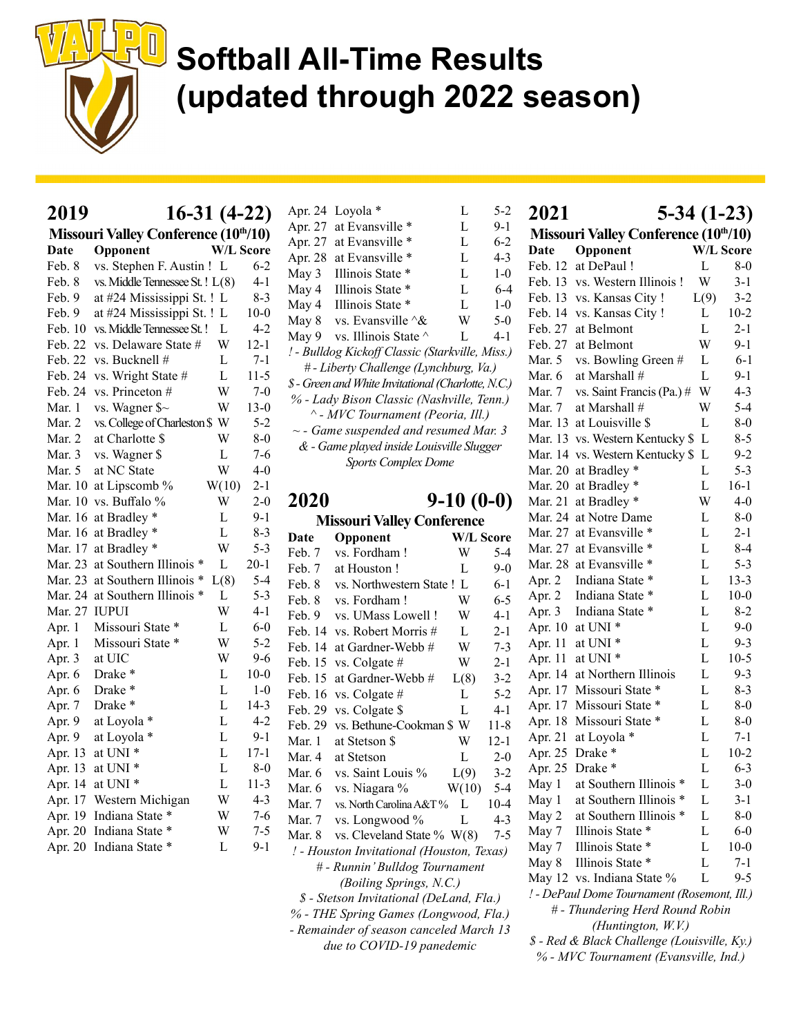# Softball All-Time Results (updated through 2022 season)

## 2019 — 16-31 (4-22)

**Missouri Valley Conference (10th/10)**

| Date | Opponent | W/L | Score |
|---|---|---|---|
| Feb. 8 | vs. Stephen F. Austin ! | L | 6-2 |
| Feb. 8 | vs. Middle Tennessee St. ! | L(8) | 4-1 |
| Feb. 9 | at #24 Mississippi St. ! | L | 8-3 |
| Feb. 9 | at #24 Mississippi St. ! | L | 10-0 |
| Feb. 10 | vs. Middle Tennessee St. ! | L | 4-2 |
| Feb. 22 | vs. Delaware State # | W | 12-1 |
| Feb. 22 | vs. Bucknell # | L | 7-1 |
| Feb. 24 | vs. Wright State # | L | 11-5 |
| Feb. 24 | vs. Princeton # | W | 7-0 |
| Mar. 1 | vs. Wagner $~ | W | 13-0 |
| Mar. 2 | vs. College of Charleston $ | W | 5-2 |
| Mar. 2 | at Charlotte $ | W | 8-0 |
| Mar. 3 | vs. Wagner $ | L | 7-6 |
| Mar. 5 | at NC State | W | 4-0 |
| Mar. 10 | at Lipscomb % | W(10) | 2-1 |
| Mar. 10 | vs. Buffalo % | W | 2-0 |
| Mar. 16 | at Bradley * | L | 9-1 |
| Mar. 16 | at Bradley * | L | 8-3 |
| Mar. 17 | at Bradley * | W | 5-3 |
| Mar. 23 | at Southern Illinois * | L | 20-1 |
| Mar. 23 | at Southern Illinois * | L(8) | 5-4 |
| Mar. 24 | at Southern Illinois * | L | 5-3 |
| Mar. 27 | IUPUI | W | 4-1 |
| Apr. 1 | Missouri State * | L | 6-0 |
| Apr. 1 | Missouri State * | W | 5-2 |
| Apr. 3 | at UIC | W | 9-6 |
| Apr. 6 | Drake * | L | 10-0 |
| Apr. 6 | Drake * | L | 1-0 |
| Apr. 7 | Drake * | L | 14-3 |
| Apr. 9 | at Loyola * | L | 4-2 |
| Apr. 9 | at Loyola * | L | 9-1 |
| Apr. 13 | at UNI * | L | 17-1 |
| Apr. 13 | at UNI * | L | 8-0 |
| Apr. 14 | at UNI * | L | 11-3 |
| Apr. 17 | Western Michigan | W | 4-3 |
| Apr. 19 | Indiana State * | W | 7-6 |
| Apr. 20 | Indiana State * | W | 7-5 |
| Apr. 20 | Indiana State * | L | 9-1 |
| Apr. 24 | Loyola * | L | 5-2 |
| Apr. 27 | at Evansville * | L | 9-1 |
| Apr. 27 | at Evansville * | L | 6-2 |
| Apr. 28 | at Evansville * | L | 4-3 |
| May 3 | Illinois State * | L | 1-0 |
| May 4 | Illinois State * | L | 6-4 |
| May 4 | Illinois State * | L | 1-0 |
| May 8 | vs. Evansville ^& | W | 5-0 |
| May 9 | vs. Illinois State ^ | L | 4-1 |

*! - Bulldog Kickoff Classic (Starkville, Miss.)*
*# - Liberty Challenge (Lynchburg, Va.)*
*$ - Green and White Invitational (Charlotte, N.C.)*
*% - Lady Bison Classic (Nashville, Tenn.)*
*^ - MVC Tournament (Peoria, Ill.)*
*~ - Game suspended and resumed Mar. 3*
*& - Game played inside Louisville Slugger Sports Complex Dome*

## 2020 — 9-10 (0-0)

**Missouri Valley Conference**

| Date | Opponent | W/L | Score |
|---|---|---|---|
| Feb. 7 | vs. Fordham ! | W | 5-4 |
| Feb. 7 | at Houston ! | L | 9-0 |
| Feb. 8 | vs. Northwestern State ! | L | 6-1 |
| Feb. 8 | vs. Fordham ! | W | 6-5 |
| Feb. 9 | vs. UMass Lowell ! | W | 4-1 |
| Feb. 14 | vs. Robert Morris # | L | 2-1 |
| Feb. 14 | at Gardner-Webb # | W | 7-3 |
| Feb. 15 | vs. Colgate # | W | 2-1 |
| Feb. 15 | at Gardner-Webb # | L(8) | 3-2 |
| Feb. 16 | vs. Colgate # | L | 5-2 |
| Feb. 29 | vs. Colgate $ | L | 4-1 |
| Feb. 29 | vs. Bethune-Cookman $ | W | 11-8 |
| Mar. 1 | at Stetson $ | W | 12-1 |
| Mar. 4 | at Stetson | L | 2-0 |
| Mar. 6 | vs. Saint Louis % | L(9) | 3-2 |
| Mar. 6 | vs. Niagara % | W(10) | 5-4 |
| Mar. 7 | vs. North Carolina A&T % | L | 10-4 |
| Mar. 7 | vs. Longwood % | L | 4-3 |
| Mar. 8 | vs. Cleveland State % | W(8) | 7-5 |

*! - Houston Invitational (Houston, Texas)*
*# - Runnin' Bulldog Tournament (Boiling Springs, N.C.)*
*$ - Stetson Invitational (DeLand, Fla.)*
*% - THE Spring Games (Longwood, Fla.)*
*- Remainder of season canceled March 13 due to COVID-19 panedemic*

## 2021 — 5-34 (1-23)

**Missouri Valley Conference (10th/10)**

| Date | Opponent | W/L | Score |
|---|---|---|---|
| Feb. 12 | at DePaul ! | L | 8-0 |
| Feb. 13 | vs. Western Illinois ! | W | 3-1 |
| Feb. 13 | vs. Kansas City ! | L(9) | 3-2 |
| Feb. 14 | vs. Kansas City ! | L | 10-2 |
| Feb. 27 | at Belmont | L | 2-1 |
| Feb. 27 | at Belmont | W | 9-1 |
| Mar. 5 | vs. Bowling Green # | L | 6-1 |
| Mar. 6 | at Marshall # | L | 9-1 |
| Mar. 7 | vs. Saint Francis (Pa.) # | W | 4-3 |
| Mar. 7 | at Marshall # | W | 5-4 |
| Mar. 13 | at Louisville $ | L | 8-0 |
| Mar. 13 | vs. Western Kentucky $ | L | 8-5 |
| Mar. 14 | vs. Western Kentucky $ | L | 9-2 |
| Mar. 20 | at Bradley * | L | 5-3 |
| Mar. 20 | at Bradley * | L | 16-1 |
| Mar. 21 | at Bradley * | W | 4-0 |
| Mar. 24 | at Notre Dame | L | 8-0 |
| Mar. 27 | at Evansville * | L | 2-1 |
| Mar. 27 | at Evansville * | L | 8-4 |
| Mar. 28 | at Evansville * | L | 5-3 |
| Apr. 2 | Indiana State * | L | 13-3 |
| Apr. 2 | Indiana State * | L | 10-0 |
| Apr. 3 | Indiana State * | L | 8-2 |
| Apr. 10 | at UNI * | L | 9-0 |
| Apr. 11 | at UNI * | L | 9-3 |
| Apr. 11 | at UNI * | L | 10-5 |
| Apr. 14 | at Northern Illinois | L | 9-3 |
| Apr. 17 | Missouri State * | L | 8-3 |
| Apr. 17 | Missouri State * | L | 8-0 |
| Apr. 18 | Missouri State * | L | 8-0 |
| Apr. 21 | at Loyola * | L | 7-1 |
| Apr. 25 | Drake * | L | 10-2 |
| Apr. 25 | Drake * | L | 6-3 |
| May 1 | at Southern Illinois * | L | 3-0 |
| May 1 | at Southern Illinois * | L | 3-1 |
| May 2 | at Southern Illinois * | L | 8-0 |
| May 7 | Illinois State * | L | 6-0 |
| May 7 | Illinois State * | L | 10-0 |
| May 8 | Illinois State * | L | 7-1 |
| May 12 | vs. Indiana State % | L | 9-5 |

*! - DePaul Dome Tournament (Rosemont, Ill.)*
*# - Thundering Herd Round Robin (Huntington, W.V.)*
*$ - Red & Black Challenge (Louisville, Ky.)*
*% - MVC Tournament (Evansville, Ind.)*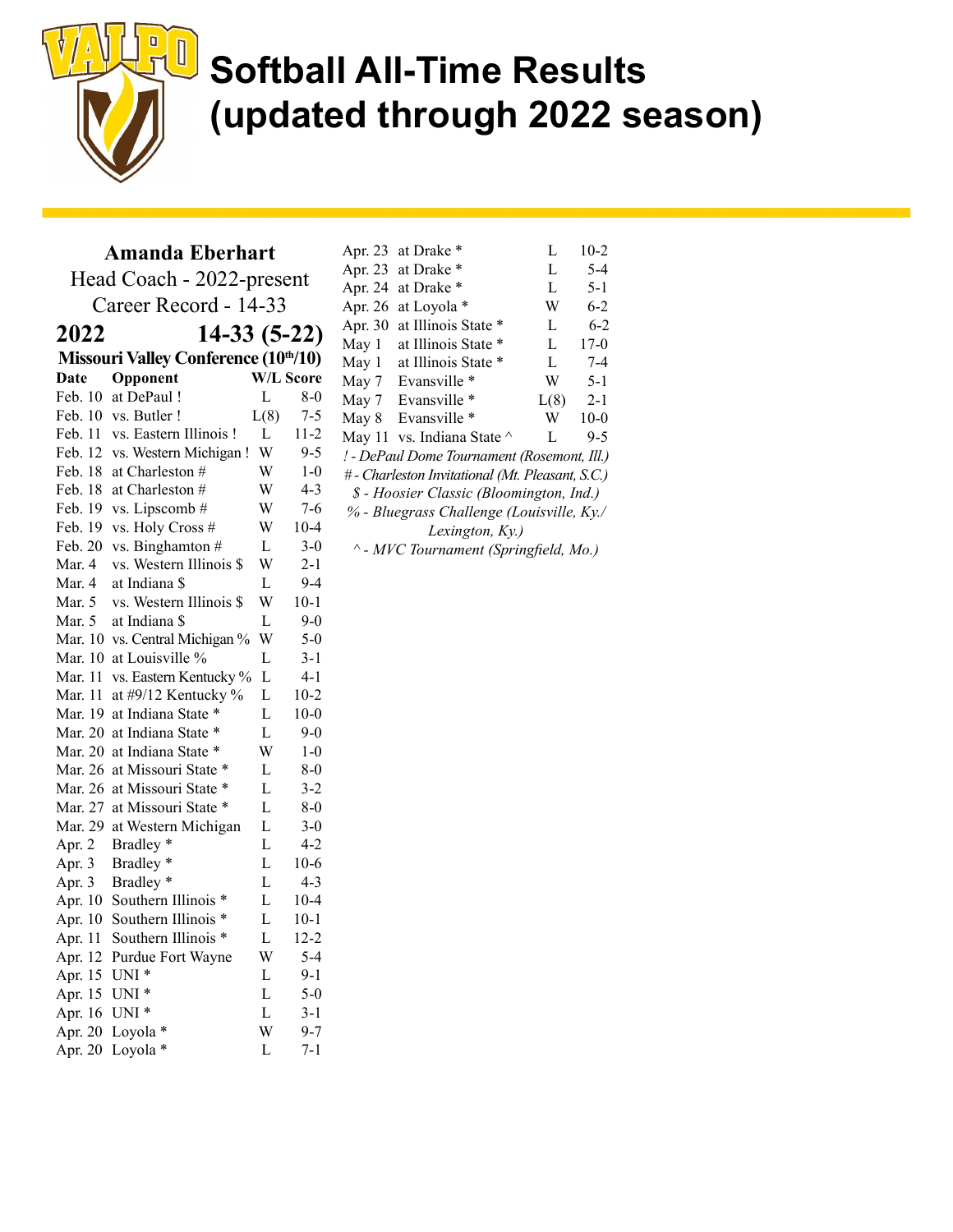# Softball All-Time Results (updated through 2022 season)

## Amanda Eberhart

Head Coach - 2022-present

Career Record - 14-33

### 2022 — 14-33 (5-22)

**Missouri Valley Conference (10th/10)**

| Date | Opponent | W/L | Score |
|---|---|---|---|
| Feb. 10 | at DePaul ! | L | 8-0 |
| Feb. 10 | vs. Butler ! | L(8) | 7-5 |
| Feb. 11 | vs. Eastern Illinois ! | L | 11-2 |
| Feb. 12 | vs. Western Michigan ! | W | 9-5 |
| Feb. 18 | at Charleston # | W | 1-0 |
| Feb. 18 | at Charleston # | W | 4-3 |
| Feb. 19 | vs. Lipscomb # | W | 7-6 |
| Feb. 19 | vs. Holy Cross # | W | 10-4 |
| Feb. 20 | vs. Binghamton # | L | 3-0 |
| Mar. 4 | vs. Western Illinois $ | W | 2-1 |
| Mar. 4 | at Indiana $ | L | 9-4 |
| Mar. 5 | vs. Western Illinois $ | W | 10-1 |
| Mar. 5 | at Indiana $ | L | 9-0 |
| Mar. 10 | vs. Central Michigan % | W | 5-0 |
| Mar. 10 | at Louisville % | L | 3-1 |
| Mar. 11 | vs. Eastern Kentucky % | L | 4-1 |
| Mar. 11 | at #9/12 Kentucky % | L | 10-2 |
| Mar. 19 | at Indiana State * | L | 10-0 |
| Mar. 20 | at Indiana State * | L | 9-0 |
| Mar. 20 | at Indiana State * | W | 1-0 |
| Mar. 26 | at Missouri State * | L | 8-0 |
| Mar. 26 | at Missouri State * | L | 3-2 |
| Mar. 27 | at Missouri State * | L | 8-0 |
| Mar. 29 | at Western Michigan | L | 3-0 |
| Apr. 2 | Bradley * | L | 4-2 |
| Apr. 3 | Bradley * | L | 10-6 |
| Apr. 3 | Bradley * | L | 4-3 |
| Apr. 10 | Southern Illinois * | L | 10-4 |
| Apr. 10 | Southern Illinois * | L | 10-1 |
| Apr. 11 | Southern Illinois * | L | 12-2 |
| Apr. 12 | Purdue Fort Wayne | W | 5-4 |
| Apr. 15 | UNI * | L | 9-1 |
| Apr. 15 | UNI * | L | 5-0 |
| Apr. 16 | UNI * | L | 3-1 |
| Apr. 20 | Loyola * | W | 9-7 |
| Apr. 20 | Loyola * | L | 7-1 |
| Apr. 23 | at Drake * | L | 10-2 |
| Apr. 23 | at Drake * | L | 5-4 |
| Apr. 24 | at Drake * | L | 5-1 |
| Apr. 26 | at Loyola * | W | 6-2 |
| Apr. 30 | at Illinois State * | L | 6-2 |
| May 1 | at Illinois State * | L | 17-0 |
| May 1 | at Illinois State * | L | 7-4 |
| May 7 | Evansville * | W | 5-1 |
| May 7 | Evansville * | L(8) | 2-1 |
| May 8 | Evansville * | W | 10-0 |
| May 11 | vs. Indiana State ^ | L | 9-5 |

*! - DePaul Dome Tournament (Rosemont, Ill.)*

*# - Charleston Invitational (Mt. Pleasant, S.C.)*

*$ - Hoosier Classic (Bloomington, Ind.)*

*% - Bluegrass Challenge (Louisville, Ky./ Lexington, Ky.)*

*^ - MVC Tournament (Springfield, Mo.)*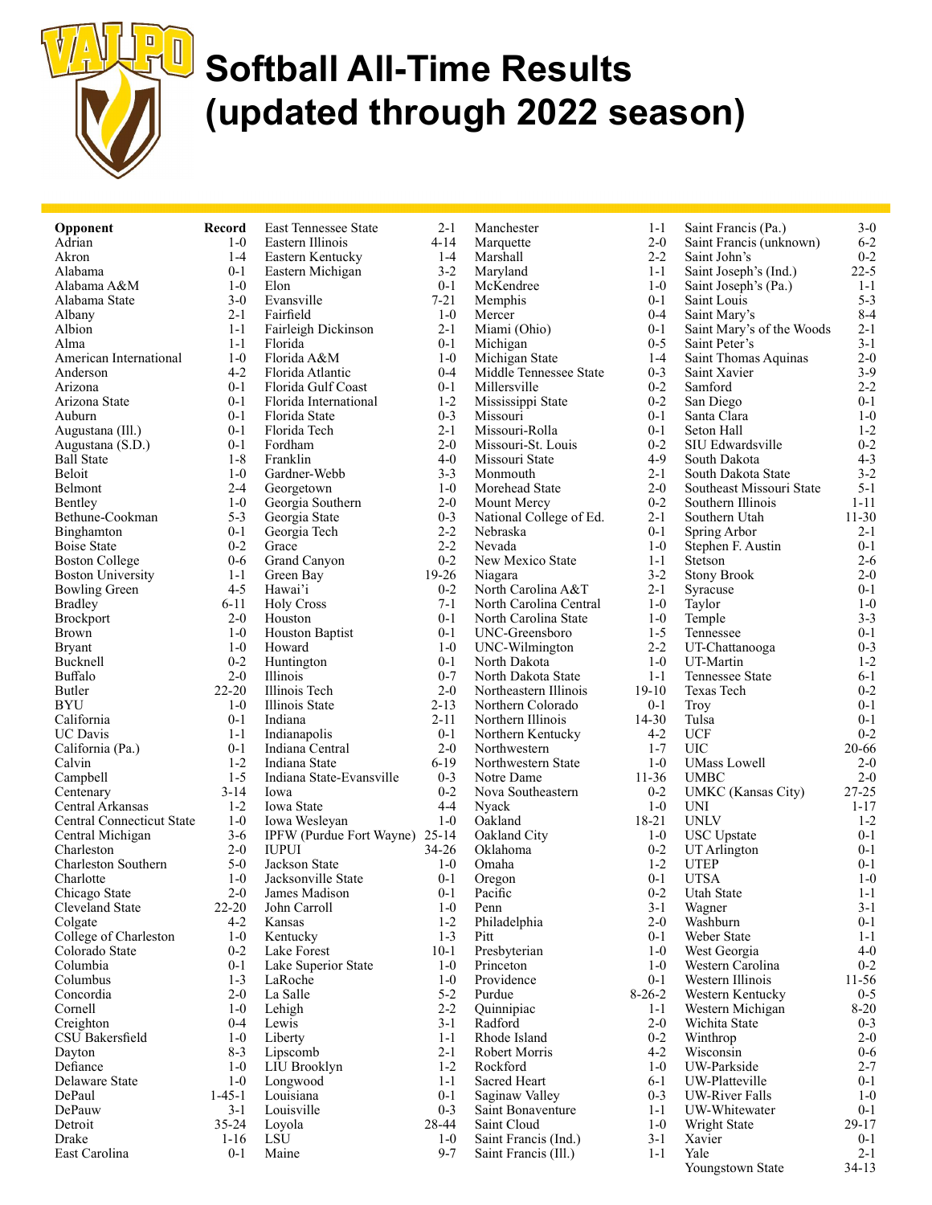# Softball All-Time Results (updated through 2022 season)

| Opponent | Record |
| --- | --- |
| Adrian | 1-0 |
| Akron | 1-4 |
| Alabama | 0-1 |
| Alabama A&M | 1-0 |
| Alabama State | 3-0 |
| Albany | 2-1 |
| Albion | 1-1 |
| Alma | 1-1 |
| American International | 1-0 |
| Anderson | 4-2 |
| Arizona | 0-1 |
| Arizona State | 0-1 |
| Auburn | 0-1 |
| Augustana (Ill.) | 0-1 |
| Augustana (S.D.) | 0-1 |
| Ball State | 1-8 |
| Beloit | 1-0 |
| Belmont | 2-4 |
| Bentley | 1-0 |
| Bethune-Cookman | 5-3 |
| Binghamton | 0-1 |
| Boise State | 0-2 |
| Boston College | 0-6 |
| Boston University | 1-1 |
| Bowling Green | 4-5 |
| Bradley | 6-11 |
| Brockport | 2-0 |
| Brown | 1-0 |
| Bryant | 1-0 |
| Bucknell | 0-2 |
| Buffalo | 2-0 |
| Butler | 22-20 |
| BYU | 1-0 |
| California | 0-1 |
| UC Davis | 1-1 |
| California (Pa.) | 0-1 |
| Calvin | 1-2 |
| Campbell | 1-5 |
| Centenary | 3-14 |
| Central Arkansas | 1-2 |
| Central Connecticut State | 1-0 |
| Central Michigan | 3-6 |
| Charleston | 2-0 |
| Charleston Southern | 5-0 |
| Charlotte | 1-0 |
| Chicago State | 2-0 |
| Cleveland State | 22-20 |
| Colgate | 4-2 |
| College of Charleston | 1-0 |
| Colorado State | 0-2 |
| Columbia | 0-1 |
| Columbus | 1-3 |
| Concordia | 2-0 |
| Cornell | 1-0 |
| Creighton | 0-4 |
| CSU Bakersfield | 1-0 |
| Dayton | 8-3 |
| Defiance | 1-0 |
| Delaware State | 1-0 |
| DePaul | 1-45-1 |
| DePauw | 3-1 |
| Detroit | 35-24 |
| Drake | 1-16 |
| East Carolina | 0-1 |
| East Tennessee State | 2-1 |
| Eastern Illinois | 4-14 |
| Eastern Kentucky | 1-4 |
| Eastern Michigan | 3-2 |
| Elon | 0-1 |
| Evansville | 7-21 |
| Fairfield | 1-0 |
| Fairleigh Dickinson | 2-1 |
| Florida | 0-1 |
| Florida A&M | 1-0 |
| Florida Atlantic | 0-4 |
| Florida Gulf Coast | 0-1 |
| Florida International | 1-2 |
| Florida State | 0-3 |
| Florida Tech | 2-1 |
| Fordham | 2-0 |
| Franklin | 4-0 |
| Gardner-Webb | 3-3 |
| Georgetown | 1-0 |
| Georgia Southern | 2-0 |
| Georgia State | 0-3 |
| Georgia Tech | 2-2 |
| Grace | 2-2 |
| Grand Canyon | 0-2 |
| Green Bay | 19-26 |
| Hawai'i | 0-2 |
| Holy Cross | 7-1 |
| Houston | 0-1 |
| Houston Baptist | 0-1 |
| Howard | 1-0 |
| Huntington | 0-1 |
| Illinois | 0-7 |
| Illinois Tech | 2-0 |
| Illinois State | 2-13 |
| Indiana | 2-11 |
| Indianapolis | 0-1 |
| Indiana Central | 2-0 |
| Indiana State | 6-19 |
| Indiana State-Evansville | 0-3 |
| Iowa | 0-2 |
| Iowa State | 4-4 |
| Iowa Wesleyan | 1-0 |
| IPFW (Purdue Fort Wayne) | 25-14 |
| IUPUI | 34-26 |
| Jackson State | 1-0 |
| Jacksonville State | 0-1 |
| James Madison | 0-1 |
| John Carroll | 1-0 |
| Kansas | 1-2 |
| Kentucky | 1-3 |
| Lake Forest | 10-1 |
| Lake Superior State | 1-0 |
| LaRoche | 1-0 |
| La Salle | 5-2 |
| Lehigh | 2-2 |
| Lewis | 3-1 |
| Liberty | 1-1 |
| Lipscomb | 2-1 |
| LIU Brooklyn | 1-2 |
| Longwood | 1-1 |
| Louisiana | 0-1 |
| Louisville | 0-3 |
| Loyola | 28-44 |
| LSU | 1-0 |
| Maine | 9-7 |
| Manchester | 1-1 |
| Marquette | 2-0 |
| Marshall | 2-2 |
| Maryland | 1-1 |
| McKendree | 1-0 |
| Memphis | 0-1 |
| Mercer | 0-4 |
| Miami (Ohio) | 0-1 |
| Michigan | 0-5 |
| Michigan State | 1-4 |
| Middle Tennessee State | 0-3 |
| Millersville | 0-2 |
| Mississippi State | 0-2 |
| Missouri | 0-1 |
| Missouri-Rolla | 0-1 |
| Missouri-St. Louis | 0-2 |
| Missouri State | 4-9 |
| Monmouth | 2-1 |
| Morehead State | 2-0 |
| Mount Mercy | 0-2 |
| National College of Ed. | 2-1 |
| Nebraska | 0-1 |
| Nevada | 1-0 |
| New Mexico State | 1-1 |
| Niagara | 3-2 |
| North Carolina A&T | 2-1 |
| North Carolina Central | 1-0 |
| North Carolina State | 1-0 |
| UNC-Greensboro | 1-5 |
| UNC-Wilmington | 2-2 |
| North Dakota | 1-0 |
| North Dakota State | 1-1 |
| Northeastern Illinois | 19-10 |
| Northern Colorado | 0-1 |
| Northern Illinois | 14-30 |
| Northern Kentucky | 4-2 |
| Northwestern | 1-7 |
| Northwestern State | 1-0 |
| Notre Dame | 11-36 |
| Nova Southeastern | 0-2 |
| Nyack | 1-0 |
| Oakland | 18-21 |
| Oakland City | 1-0 |
| Oklahoma | 0-2 |
| Omaha | 1-2 |
| Oregon | 0-1 |
| Pacific | 0-2 |
| Penn | 3-1 |
| Philadelphia | 2-0 |
| Pitt | 0-1 |
| Presbyterian | 1-0 |
| Princeton | 1-0 |
| Providence | 0-1 |
| Purdue | 8-26-2 |
| Quinnipiac | 1-1 |
| Radford | 2-0 |
| Rhode Island | 0-2 |
| Robert Morris | 4-2 |
| Rockford | 1-0 |
| Sacred Heart | 6-1 |
| Saginaw Valley | 0-3 |
| Saint Bonaventure | 1-1 |
| Saint Cloud | 1-0 |
| Saint Francis (Ind.) | 3-1 |
| Saint Francis (Ill.) | 1-1 |
| Saint Francis (Pa.) | 3-0 |
| Saint Francis (unknown) | 6-2 |
| Saint John's | 0-2 |
| Saint Joseph's (Ind.) | 22-5 |
| Saint Joseph's (Pa.) | 1-1 |
| Saint Louis | 5-3 |
| Saint Mary's | 8-4 |
| Saint Mary's of the Woods | 2-1 |
| Saint Peter's | 3-1 |
| Saint Thomas Aquinas | 2-0 |
| Saint Xavier | 3-9 |
| Samford | 2-2 |
| San Diego | 0-1 |
| Santa Clara | 1-0 |
| Seton Hall | 1-2 |
| SIU Edwardsville | 0-2 |
| South Dakota | 4-3 |
| South Dakota State | 3-2 |
| Southeast Missouri State | 5-1 |
| Southern Illinois | 1-11 |
| Southern Utah | 11-30 |
| Spring Arbor | 2-1 |
| Stephen F. Austin | 0-1 |
| Stetson | 2-6 |
| Stony Brook | 2-0 |
| Syracuse | 0-1 |
| Taylor | 1-0 |
| Temple | 3-3 |
| Tennessee | 0-1 |
| UT-Chattanooga | 0-3 |
| UT-Martin | 1-2 |
| Tennessee State | 6-1 |
| Texas Tech | 0-2 |
| Troy | 0-1 |
| Tulsa | 0-1 |
| UCF | 0-2 |
| UIC | 20-66 |
| UMass Lowell | 2-0 |
| UMBC | 2-0 |
| UMKC (Kansas City) | 27-25 |
| UNI | 1-17 |
| UNLV | 1-2 |
| USC Upstate | 0-1 |
| UT Arlington | 0-1 |
| UTEP | 0-1 |
| UTSA | 1-0 |
| Utah State | 1-1 |
| Wagner | 3-1 |
| Washburn | 0-1 |
| Weber State | 1-1 |
| West Georgia | 4-0 |
| Western Carolina | 0-2 |
| Western Illinois | 11-56 |
| Western Kentucky | 0-5 |
| Western Michigan | 8-20 |
| Wichita State | 0-3 |
| Winthrop | 2-0 |
| Wisconsin | 0-6 |
| UW-Parkside | 2-7 |
| UW-Platteville | 0-1 |
| UW-River Falls | 1-0 |
| UW-Whitewater | 0-1 |
| Wright State | 29-17 |
| Xavier | 0-1 |
| Yale | 2-1 |
| Youngstown State | 34-13 |